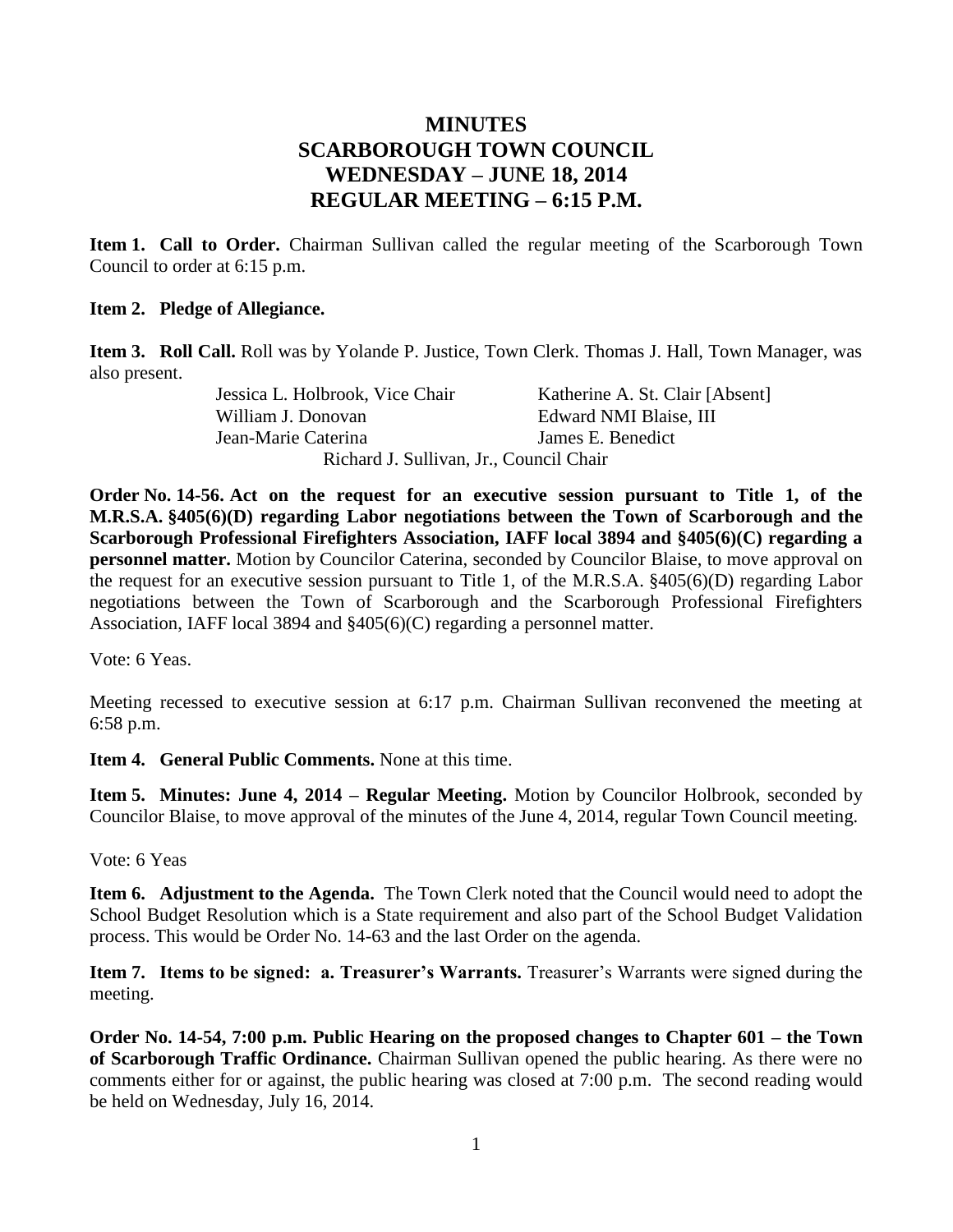# MINUTES
# SCARBOROUGH TOWN COUNCIL
# WEDNESDAY – JUNE 18, 2014
# REGULAR MEETING – 6:15 P.M.

**Item 1. Call to Order.** Chairman Sullivan called the regular meeting of the Scarborough Town Council to order at 6:15 p.m.

**Item 2. Pledge of Allegiance.**

**Item 3. Roll Call.** Roll was by Yolande P. Justice, Town Clerk. Thomas J. Hall, Town Manager, was also present.

Jessica L. Holbrook, Vice Chair
Katherine A. St. Clair [Absent]
William J. Donovan
Edward NMI Blaise, III
Jean-Marie Caterina
James E. Benedict
Richard J. Sullivan, Jr., Council Chair

**Order No. 14-56. Act on the request for an executive session pursuant to Title 1, of the M.R.S.A. §405(6)(D) regarding Labor negotiations between the Town of Scarborough and the Scarborough Professional Firefighters Association, IAFF local 3894 and §405(6)(C) regarding a personnel matter.** Motion by Councilor Caterina, seconded by Councilor Blaise, to move approval on the request for an executive session pursuant to Title 1, of the M.R.S.A. §405(6)(D) regarding Labor negotiations between the Town of Scarborough and the Scarborough Professional Firefighters Association, IAFF local 3894 and §405(6)(C) regarding a personnel matter.

Vote: 6 Yeas.

Meeting recessed to executive session at 6:17 p.m. Chairman Sullivan reconvened the meeting at 6:58 p.m.

**Item 4. General Public Comments.** None at this time.

**Item 5. Minutes: June 4, 2014 – Regular Meeting.** Motion by Councilor Holbrook, seconded by Councilor Blaise, to move approval of the minutes of the June 4, 2014, regular Town Council meeting.

Vote: 6 Yeas

**Item 6. Adjustment to the Agenda.** The Town Clerk noted that the Council would need to adopt the School Budget Resolution which is a State requirement and also part of the School Budget Validation process. This would be Order No. 14-63 and the last Order on the agenda.

**Item 7. Items to be signed: a. Treasurer's Warrants.** Treasurer's Warrants were signed during the meeting.

**Order No. 14-54, 7:00 p.m. Public Hearing on the proposed changes to Chapter 601 – the Town of Scarborough Traffic Ordinance.** Chairman Sullivan opened the public hearing. As there were no comments either for or against, the public hearing was closed at 7:00 p.m. The second reading would be held on Wednesday, July 16, 2014.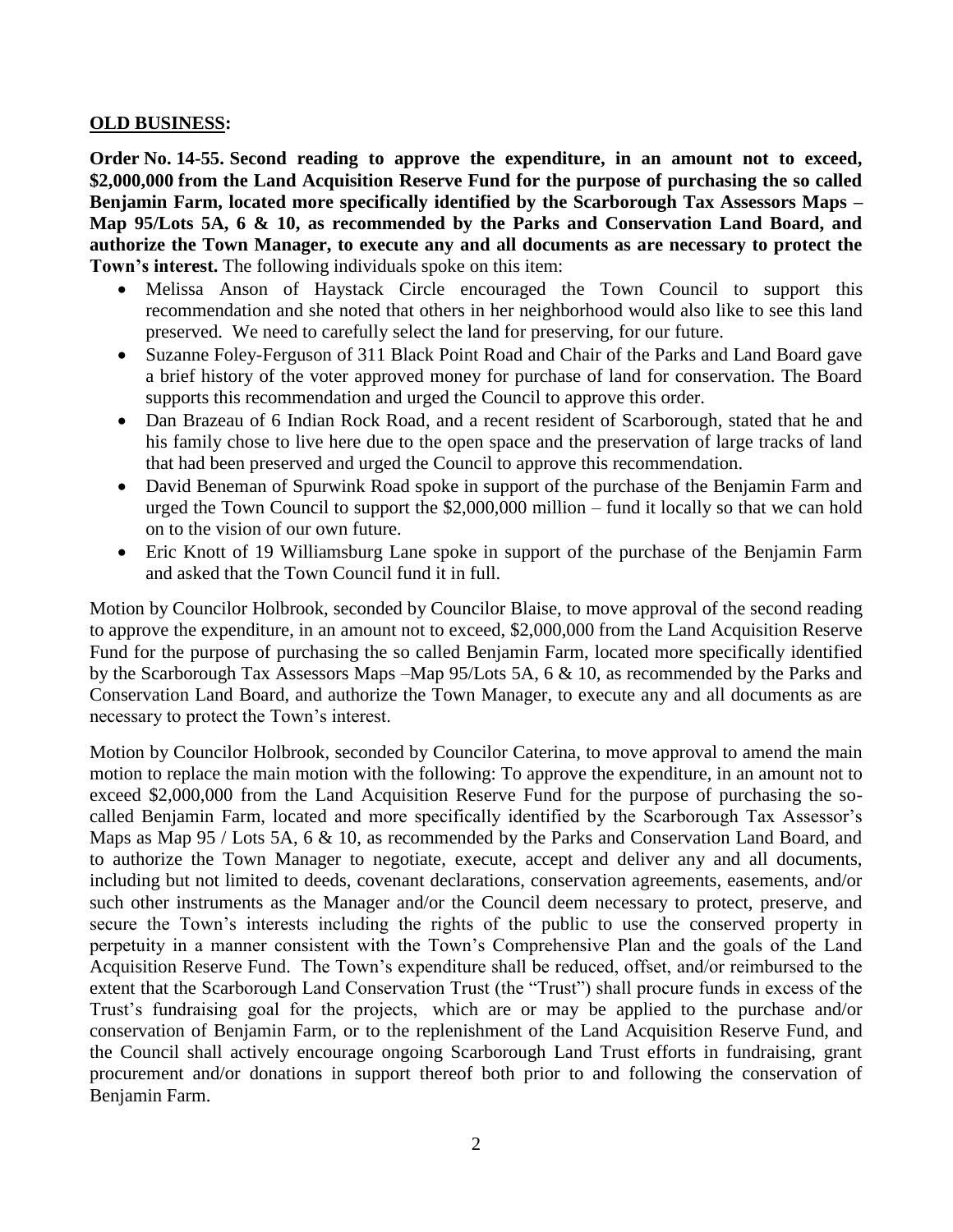**OLD BUSINESS:**

**Order No. 14-55. Second reading to approve the expenditure, in an amount not to exceed, $2,000,000 from the Land Acquisition Reserve Fund for the purpose of purchasing the so called Benjamin Farm, located more specifically identified by the Scarborough Tax Assessors Maps – Map 95/Lots 5A, 6 & 10, as recommended by the Parks and Conservation Land Board, and authorize the Town Manager, to execute any and all documents as are necessary to protect the Town's interest.** The following individuals spoke on this item:

- Melissa Anson of Haystack Circle encouraged the Town Council to support this recommendation and she noted that others in her neighborhood would also like to see this land preserved. We need to carefully select the land for preserving, for our future.
- Suzanne Foley-Ferguson of 311 Black Point Road and Chair of the Parks and Land Board gave a brief history of the voter approved money for purchase of land for conservation. The Board supports this recommendation and urged the Council to approve this order.
- Dan Brazeau of 6 Indian Rock Road, and a recent resident of Scarborough, stated that he and his family chose to live here due to the open space and the preservation of large tracks of land that had been preserved and urged the Council to approve this recommendation.
- David Beneman of Spurwink Road spoke in support of the purchase of the Benjamin Farm and urged the Town Council to support the $2,000,000 million – fund it locally so that we can hold on to the vision of our own future.
- Eric Knott of 19 Williamsburg Lane spoke in support of the purchase of the Benjamin Farm and asked that the Town Council fund it in full.

Motion by Councilor Holbrook, seconded by Councilor Blaise, to move approval of the second reading to approve the expenditure, in an amount not to exceed, $2,000,000 from the Land Acquisition Reserve Fund for the purpose of purchasing the so called Benjamin Farm, located more specifically identified by the Scarborough Tax Assessors Maps –Map 95/Lots 5A, 6 & 10, as recommended by the Parks and Conservation Land Board, and authorize the Town Manager, to execute any and all documents as are necessary to protect the Town's interest.

Motion by Councilor Holbrook, seconded by Councilor Caterina, to move approval to amend the main motion to replace the main motion with the following: To approve the expenditure, in an amount not to exceed $2,000,000 from the Land Acquisition Reserve Fund for the purpose of purchasing the so-called Benjamin Farm, located and more specifically identified by the Scarborough Tax Assessor's Maps as Map 95 / Lots 5A, 6 & 10, as recommended by the Parks and Conservation Land Board, and to authorize the Town Manager to negotiate, execute, accept and deliver any and all documents, including but not limited to deeds, covenant declarations, conservation agreements, easements, and/or such other instruments as the Manager and/or the Council deem necessary to protect, preserve, and secure the Town's interests including the rights of the public to use the conserved property in perpetuity in a manner consistent with the Town's Comprehensive Plan and the goals of the Land Acquisition Reserve Fund. The Town's expenditure shall be reduced, offset, and/or reimbursed to the extent that the Scarborough Land Conservation Trust (the "Trust") shall procure funds in excess of the Trust's fundraising goal for the projects, which are or may be applied to the purchase and/or conservation of Benjamin Farm, or to the replenishment of the Land Acquisition Reserve Fund, and the Council shall actively encourage ongoing Scarborough Land Trust efforts in fundraising, grant procurement and/or donations in support thereof both prior to and following the conservation of Benjamin Farm.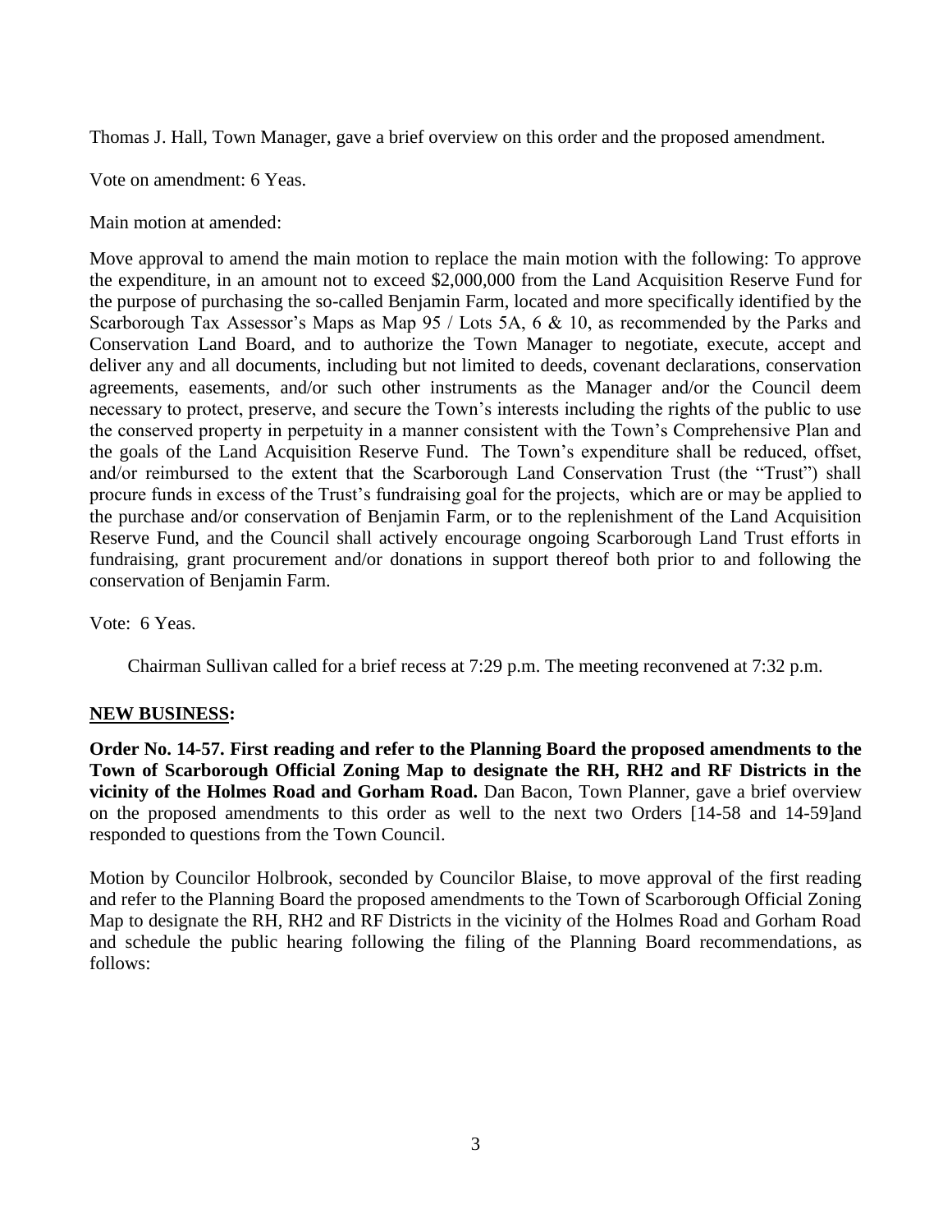Thomas J. Hall, Town Manager, gave a brief overview on this order and the proposed amendment.

Vote on amendment: 6 Yeas.

Main motion at amended:

Move approval to amend the main motion to replace the main motion with the following: To approve the expenditure, in an amount not to exceed $2,000,000 from the Land Acquisition Reserve Fund for the purpose of purchasing the so-called Benjamin Farm, located and more specifically identified by the Scarborough Tax Assessor's Maps as Map 95 / Lots 5A, 6 & 10, as recommended by the Parks and Conservation Land Board, and to authorize the Town Manager to negotiate, execute, accept and deliver any and all documents, including but not limited to deeds, covenant declarations, conservation agreements, easements, and/or such other instruments as the Manager and/or the Council deem necessary to protect, preserve, and secure the Town's interests including the rights of the public to use the conserved property in perpetuity in a manner consistent with the Town's Comprehensive Plan and the goals of the Land Acquisition Reserve Fund. The Town's expenditure shall be reduced, offset, and/or reimbursed to the extent that the Scarborough Land Conservation Trust (the "Trust") shall procure funds in excess of the Trust's fundraising goal for the projects, which are or may be applied to the purchase and/or conservation of Benjamin Farm, or to the replenishment of the Land Acquisition Reserve Fund, and the Council shall actively encourage ongoing Scarborough Land Trust efforts in fundraising, grant procurement and/or donations in support thereof both prior to and following the conservation of Benjamin Farm.

Vote: 6 Yeas.

Chairman Sullivan called for a brief recess at 7:29 p.m. The meeting reconvened at 7:32 p.m.

**NEW BUSINESS:**

**Order No. 14-57. First reading and refer to the Planning Board the proposed amendments to the Town of Scarborough Official Zoning Map to designate the RH, RH2 and RF Districts in the vicinity of the Holmes Road and Gorham Road.** Dan Bacon, Town Planner, gave a brief overview on the proposed amendments to this order as well to the next two Orders [14-58 and 14-59]and responded to questions from the Town Council.

Motion by Councilor Holbrook, seconded by Councilor Blaise, to move approval of the first reading and refer to the Planning Board the proposed amendments to the Town of Scarborough Official Zoning Map to designate the RH, RH2 and RF Districts in the vicinity of the Holmes Road and Gorham Road and schedule the public hearing following the filing of the Planning Board recommendations, as follows: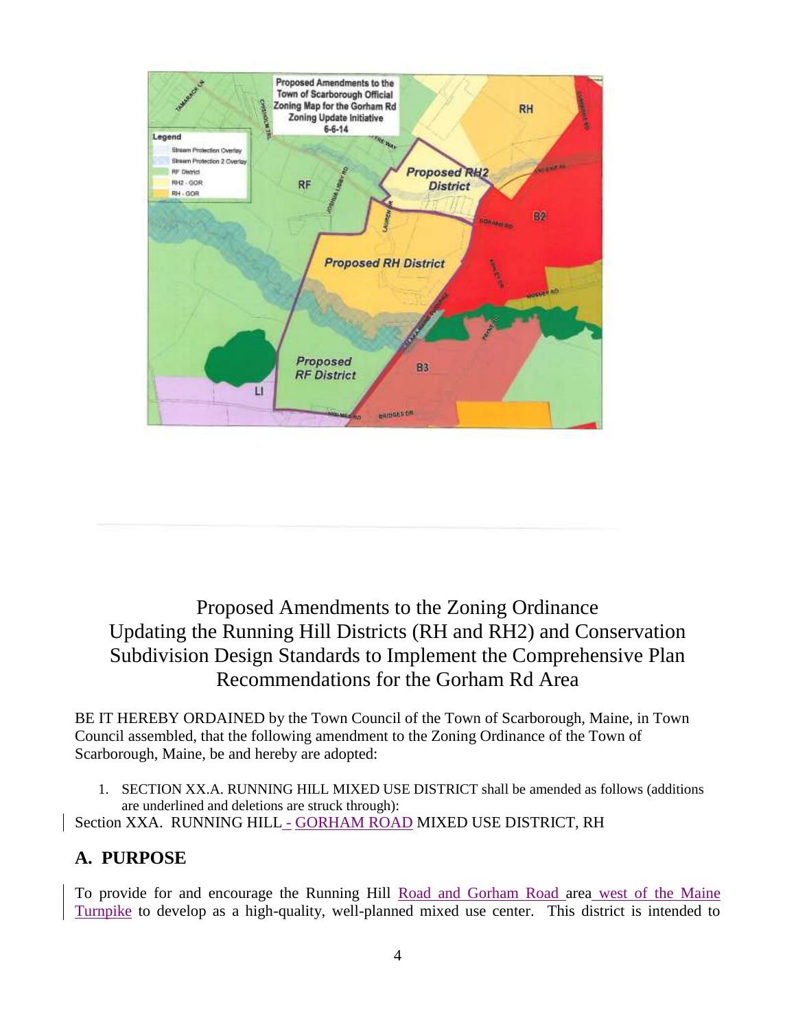# Proposed Amendments to the Zoning Ordinance Updating the Running Hill Districts (RH and RH2) and Conservation Subdivision Design Standards to Implement the Comprehensive Plan Recommendations for the Gorham Rd Area

BE IT HEREBY ORDAINED by the Town Council of the Town of Scarborough, Maine, in Town Council assembled, that the following amendment to the Zoning Ordinance of the Town of Scarborough, Maine, be and hereby are adopted:

1. SECTION XX.A. RUNNING HILL MIXED USE DISTRICT shall be amended as follows (additions are underlined and deletions are struck through):

Section XXA. RUNNING HILL - GORHAM ROAD MIXED USE DISTRICT, RH

## A. PURPOSE

To provide for and encourage the Running Hill Road and Gorham Road area west of the Maine Turnpike to develop as a high-quality, well-planned mixed use center. This district is intended to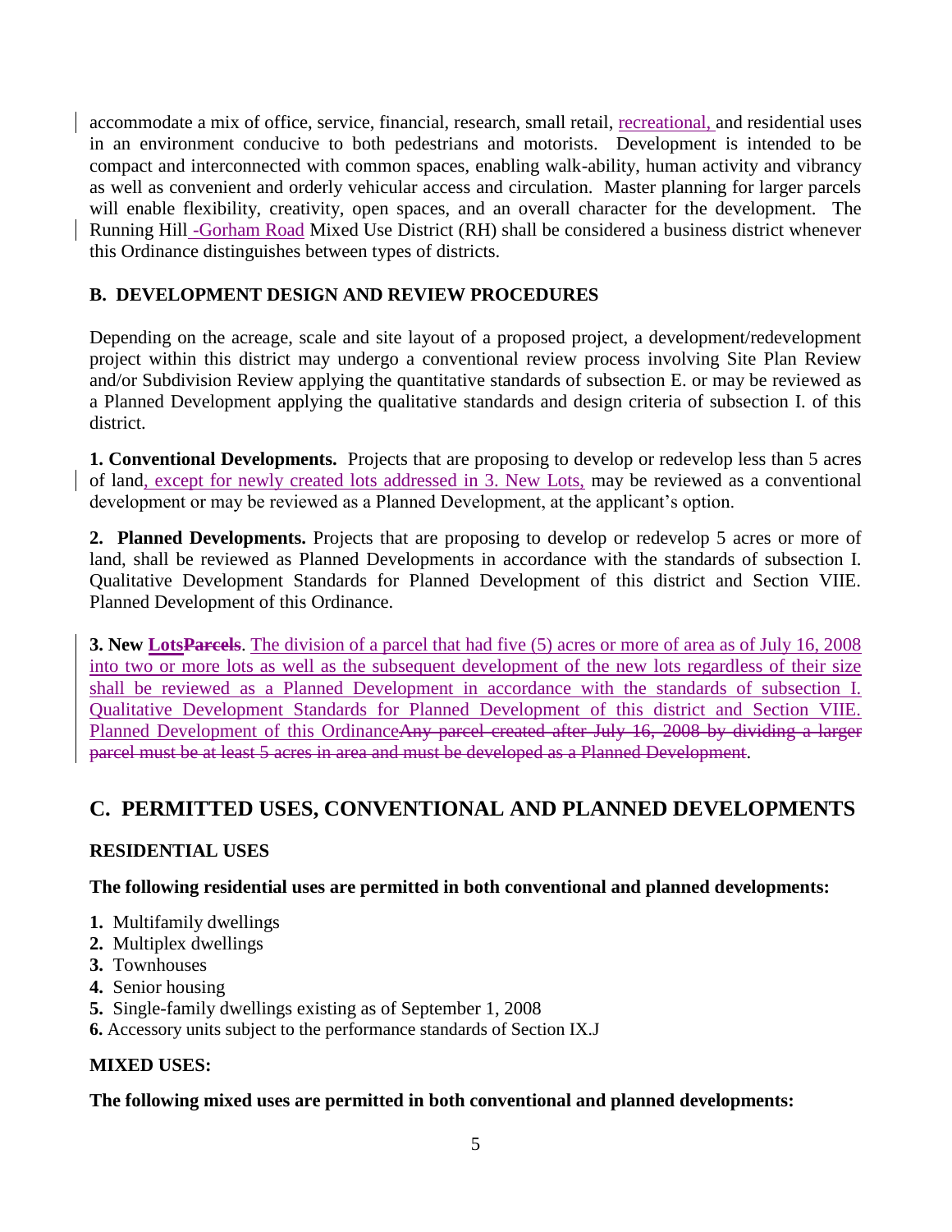accommodate a mix of office, service, financial, research, small retail, recreational, and residential uses in an environment conducive to both pedestrians and motorists. Development is intended to be compact and interconnected with common spaces, enabling walk-ability, human activity and vibrancy as well as convenient and orderly vehicular access and circulation. Master planning for larger parcels will enable flexibility, creativity, open spaces, and an overall character for the development. The Running Hill -Gorham Road Mixed Use District (RH) shall be considered a business district whenever this Ordinance distinguishes between types of districts.

### B. DEVELOPMENT DESIGN AND REVIEW PROCEDURES

Depending on the acreage, scale and site layout of a proposed project, a development/redevelopment project within this district may undergo a conventional review process involving Site Plan Review and/or Subdivision Review applying the quantitative standards of subsection E. or may be reviewed as a Planned Development applying the qualitative standards and design criteria of subsection I. of this district.

**1. Conventional Developments.** Projects that are proposing to develop or redevelop less than 5 acres of land, except for newly created lots addressed in 3. New Lots, may be reviewed as a conventional development or may be reviewed as a Planned Development, at the applicant's option.

**2. Planned Developments.** Projects that are proposing to develop or redevelop 5 acres or more of land, shall be reviewed as Planned Developments in accordance with the standards of subsection I. Qualitative Development Standards for Planned Development of this district and Section VIIE. Planned Development of this Ordinance.

**3. New Lots~~Parcels~~**. The division of a parcel that had five (5) acres or more of area as of July 16, 2008 into two or more lots as well as the subsequent development of the new lots regardless of their size shall be reviewed as a Planned Development in accordance with the standards of subsection I. Qualitative Development Standards for Planned Development of this district and Section VIIE. Planned Development of this Ordinance~~Any parcel created after July 16, 2008 by dividing a larger parcel must be at least 5 acres in area and must be developed as a Planned Development~~.

## C. PERMITTED USES, CONVENTIONAL AND PLANNED DEVELOPMENTS

### RESIDENTIAL USES

**The following residential uses are permitted in both conventional and planned developments:**

1. Multifamily dwellings
2. Multiplex dwellings
3. Townhouses
4. Senior housing
5. Single-family dwellings existing as of September 1, 2008
6. Accessory units subject to the performance standards of Section IX.J

### MIXED USES:

**The following mixed uses are permitted in both conventional and planned developments:**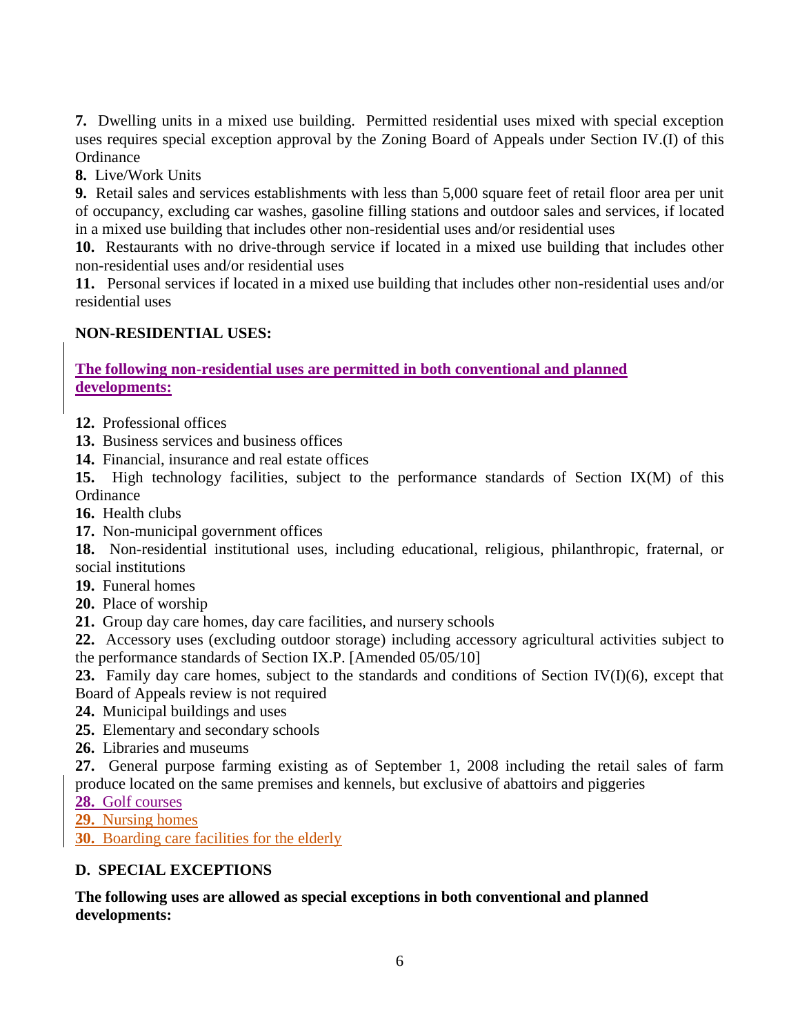**7.** Dwelling units in a mixed use building. Permitted residential uses mixed with special exception uses requires special exception approval by the Zoning Board of Appeals under Section IV.(I) of this Ordinance

**8.** Live/Work Units

**9.** Retail sales and services establishments with less than 5,000 square feet of retail floor area per unit of occupancy, excluding car washes, gasoline filling stations and outdoor sales and services, if located in a mixed use building that includes other non-residential uses and/or residential uses

**10.** Restaurants with no drive-through service if located in a mixed use building that includes other non-residential uses and/or residential uses

**11.** Personal services if located in a mixed use building that includes other non-residential uses and/or residential uses

**NON-RESIDENTIAL USES:**

**The following non-residential uses are permitted in both conventional and planned developments:**

**12.** Professional offices

**13.** Business services and business offices

**14.** Financial, insurance and real estate offices

**15.** High technology facilities, subject to the performance standards of Section IX(M) of this Ordinance

**16.** Health clubs

**17.** Non-municipal government offices

**18.** Non-residential institutional uses, including educational, religious, philanthropic, fraternal, or social institutions

**19.** Funeral homes

**20.** Place of worship

**21.** Group day care homes, day care facilities, and nursery schools

**22.** Accessory uses (excluding outdoor storage) including accessory agricultural activities subject to the performance standards of Section IX.P. [Amended 05/05/10]

**23.** Family day care homes, subject to the standards and conditions of Section IV(I)(6), except that Board of Appeals review is not required

**24.** Municipal buildings and uses

**25.** Elementary and secondary schools

**26.** Libraries and museums

**27.** General purpose farming existing as of September 1, 2008 including the retail sales of farm produce located on the same premises and kennels, but exclusive of abattoirs and piggeries

**28.** Golf courses

**29.** Nursing homes

**30.** Boarding care facilities for the elderly

## D. SPECIAL EXCEPTIONS

**The following uses are allowed as special exceptions in both conventional and planned developments:**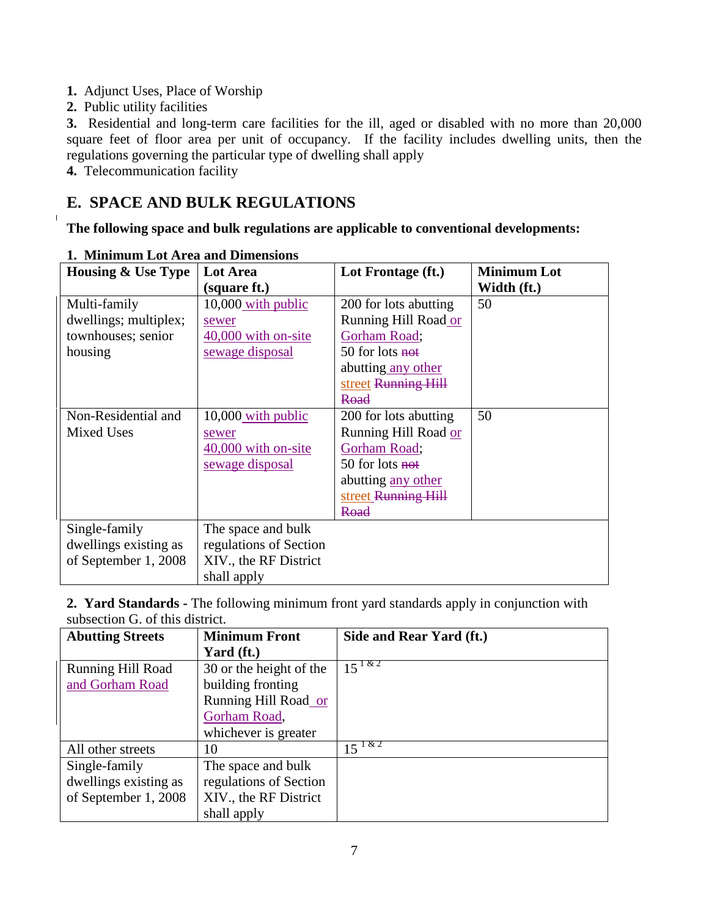1. Adjunct Uses, Place of Worship
2. Public utility facilities
3. Residential and long-term care facilities for the ill, aged or disabled with no more than 20,000 square feet of floor area per unit of occupancy. If the facility includes dwelling units, then the regulations governing the particular type of dwelling shall apply
4. Telecommunication facility

## E. SPACE AND BULK REGULATIONS

**The following space and bulk regulations are applicable to conventional developments:**

**1. Minimum Lot Area and Dimensions**

| Housing & Use Type | Lot Area (square ft.) | Lot Frontage (ft.) | Minimum Lot Width (ft.) |
|---|---|---|---|
| Multi-family dwellings; multiplex; townhouses; senior housing | 10,000 with public sewer 40,000 with on-site sewage disposal | 200 for lots abutting Running Hill Road or Gorham Road; 50 for lots ~~not~~ abutting any other street ~~Running Hill Road~~ | 50 |
| Non-Residential and Mixed Uses | 10,000 with public sewer 40,000 with on-site sewage disposal | 200 for lots abutting Running Hill Road or Gorham Road; 50 for lots ~~not~~ abutting any other street ~~Running Hill Road~~ | 50 |
| Single-family dwellings existing as of September 1, 2008 | The space and bulk regulations of Section XIV., the RF District shall apply | | |

**2. Yard Standards -** The following minimum front yard standards apply in conjunction with subsection G. of this district.

| Abutting Streets | Minimum Front Yard (ft.) | Side and Rear Yard (ft.) |
|---|---|---|
| Running Hill Road and Gorham Road | 30 or the height of the building fronting Running Hill Road or Gorham Road, whichever is greater | 15 [1 & 2] |
| All other streets | 10 | 15 [1 & 2] |
| Single-family dwellings existing as of September 1, 2008 | The space and bulk regulations of Section XIV., the RF District shall apply | |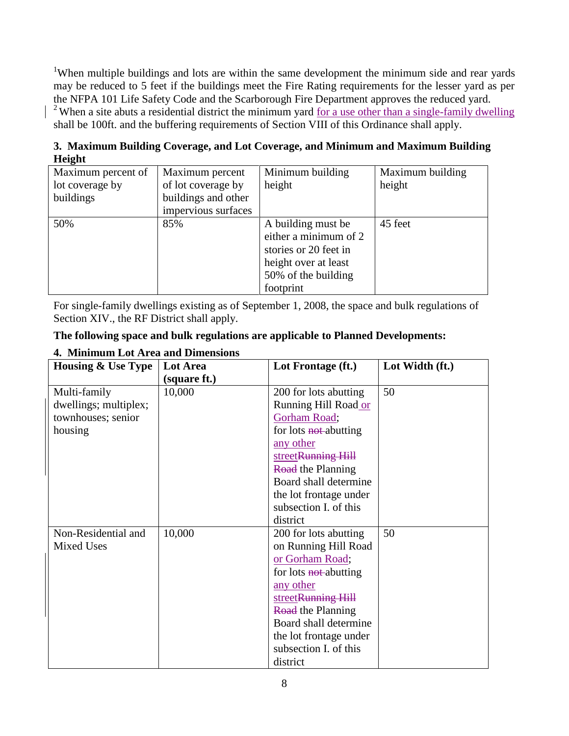[1]When multiple buildings and lots are within the same development the minimum side and rear yards may be reduced to 5 feet if the buildings meet the Fire Rating requirements for the lesser yard as per the NFPA 101 Life Safety Code and the Scarborough Fire Department approves the reduced yard.
[2] When a site abuts a residential district the minimum yard for a use other than a single-family dwelling shall be 100ft. and the buffering requirements of Section VIII of this Ordinance shall apply.

**3. Maximum Building Coverage, and Lot Coverage, and Minimum and Maximum Building Height**

| Maximum percent of lot coverage by buildings | Maximum percent of lot coverage by buildings and other impervious surfaces | Minimum building height | Maximum building height |
|---|---|---|---|
| 50% | 85% | A building must be either a minimum of 2 stories or 20 feet in height over at least 50% of the building footprint | 45 feet |

For single-family dwellings existing as of September 1, 2008, the space and bulk regulations of Section XIV., the RF District shall apply.

**The following space and bulk regulations are applicable to Planned Developments:**

**4. Minimum Lot Area and Dimensions**

| Housing & Use Type | Lot Area (square ft.) | Lot Frontage (ft.) | Lot Width (ft.) |
|---|---|---|---|
| Multi-family dwellings; multiplex; townhouses; senior housing | 10,000 | 200 for lots abutting Running Hill Road or Gorham Road; for lots ~~not~~ abutting any other street~~Running Hill Road~~ the Planning Board shall determine the lot frontage under subsection I. of this district | 50 |
| Non-Residential and Mixed Uses | 10,000 | 200 for lots abutting on Running Hill Road or Gorham Road; for lots ~~not~~ abutting any other street~~Running Hill Road~~ the Planning Board shall determine the lot frontage under subsection I. of this district | 50 |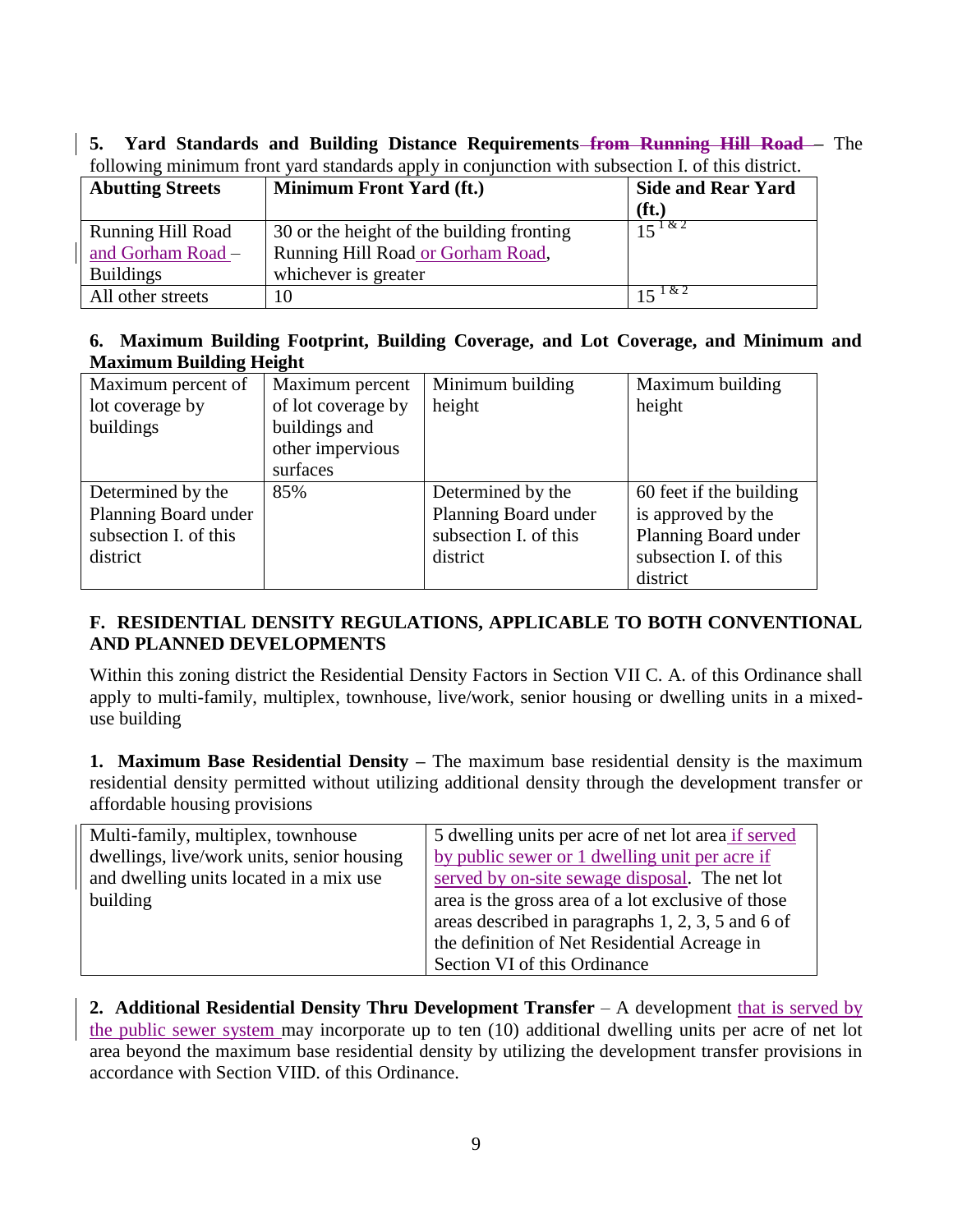**5. Yard Standards and Building Distance Requirements ~~from Running Hill Road~~ –** The following minimum front yard standards apply in conjunction with subsection I. of this district.

| Abutting Streets | Minimum Front Yard (ft.) | Side and Rear Yard (ft.) |
|---|---|---|
| Running Hill Road and Gorham Road – Buildings | 30 or the height of the building fronting Running Hill Road or Gorham Road, whichever is greater | 15 [1 & 2] |
| All other streets | 10 | 15 [1 & 2] |

**6. Maximum Building Footprint, Building Coverage, and Lot Coverage, and Minimum and Maximum Building Height**

| Maximum percent of lot coverage by buildings | Maximum percent of lot coverage by buildings and other impervious surfaces | Minimum building height | Maximum building height |
|---|---|---|---|
| Determined by the Planning Board under subsection I. of this district | 85% | Determined by the Planning Board under subsection I. of this district | 60 feet if the building is approved by the Planning Board under subsection I. of this district |

**F. RESIDENTIAL DENSITY REGULATIONS, APPLICABLE TO BOTH CONVENTIONAL AND PLANNED DEVELOPMENTS**

Within this zoning district the Residential Density Factors in Section VII C. A. of this Ordinance shall apply to multi-family, multiplex, townhouse, live/work, senior housing or dwelling units in a mixed-use building

**1. Maximum Base Residential Density –** The maximum base residential density is the maximum residential density permitted without utilizing additional density through the development transfer or affordable housing provisions

| | |
|---|---|
| Multi-family, multiplex, townhouse dwellings, live/work units, senior housing and dwelling units located in a mix use building | 5 dwelling units per acre of net lot area if served by public sewer or 1 dwelling unit per acre if served by on-site sewage disposal. The net lot area is the gross area of a lot exclusive of those areas described in paragraphs 1, 2, 3, 5 and 6 of the definition of Net Residential Acreage in Section VI of this Ordinance |

**2. Additional Residential Density Thru Development Transfer** – A development that is served by the public sewer system may incorporate up to ten (10) additional dwelling units per acre of net lot area beyond the maximum base residential density by utilizing the development transfer provisions in accordance with Section VIID. of this Ordinance.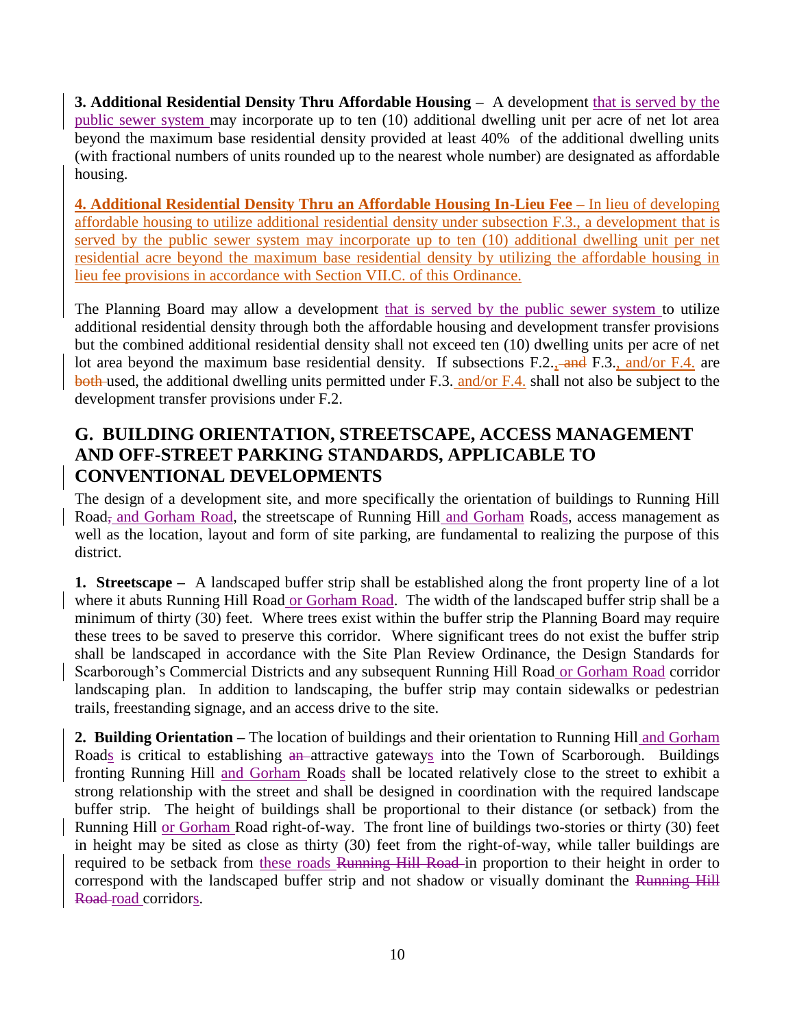**3. Additional Residential Density Thru Affordable Housing –** A development that is served by the public sewer system may incorporate up to ten (10) additional dwelling unit per acre of net lot area beyond the maximum base residential density provided at least 40% of the additional dwelling units (with fractional numbers of units rounded up to the nearest whole number) are designated as affordable housing.

**4. Additional Residential Density Thru an Affordable Housing In-Lieu Fee –** In lieu of developing affordable housing to utilize additional residential density under subsection F.3., a development that is served by the public sewer system may incorporate up to ten (10) additional dwelling unit per net residential acre beyond the maximum base residential density by utilizing the affordable housing in lieu fee provisions in accordance with Section VII.C. of this Ordinance.

The Planning Board may allow a development that is served by the public sewer system to utilize additional residential density through both the affordable housing and development transfer provisions but the combined additional residential density shall not exceed ten (10) dwelling units per acre of net lot area beyond the maximum base residential density. If subsections F.2., ~~and~~ F.3., and/or F.4. are ~~both~~ used, the additional dwelling units permitted under F.3. and/or F.4. shall not also be subject to the development transfer provisions under F.2.

## G. BUILDING ORIENTATION, STREETSCAPE, ACCESS MANAGEMENT AND OFF-STREET PARKING STANDARDS, APPLICABLE TO CONVENTIONAL DEVELOPMENTS

The design of a development site, and more specifically the orientation of buildings to Running Hill Road~~,~~ and Gorham Road, the streetscape of Running Hill and Gorham Roads, access management as well as the location, layout and form of site parking, are fundamental to realizing the purpose of this district.

**1. Streetscape –** A landscaped buffer strip shall be established along the front property line of a lot where it abuts Running Hill Road or Gorham Road. The width of the landscaped buffer strip shall be a minimum of thirty (30) feet. Where trees exist within the buffer strip the Planning Board may require these trees to be saved to preserve this corridor. Where significant trees do not exist the buffer strip shall be landscaped in accordance with the Site Plan Review Ordinance, the Design Standards for Scarborough's Commercial Districts and any subsequent Running Hill Road or Gorham Road corridor landscaping plan. In addition to landscaping, the buffer strip may contain sidewalks or pedestrian trails, freestanding signage, and an access drive to the site.

**2. Building Orientation –** The location of buildings and their orientation to Running Hill and Gorham Roads is critical to establishing ~~an~~ attractive gateways into the Town of Scarborough. Buildings fronting Running Hill and Gorham Roads shall be located relatively close to the street to exhibit a strong relationship with the street and shall be designed in coordination with the required landscape buffer strip. The height of buildings shall be proportional to their distance (or setback) from the Running Hill or Gorham Road right-of-way. The front line of buildings two-stories or thirty (30) feet in height may be sited as close as thirty (30) feet from the right-of-way, while taller buildings are required to be setback from these roads ~~Running Hill Road~~ in proportion to their height in order to correspond with the landscaped buffer strip and not shadow or visually dominant the ~~Running Hill Road~~ road corridors.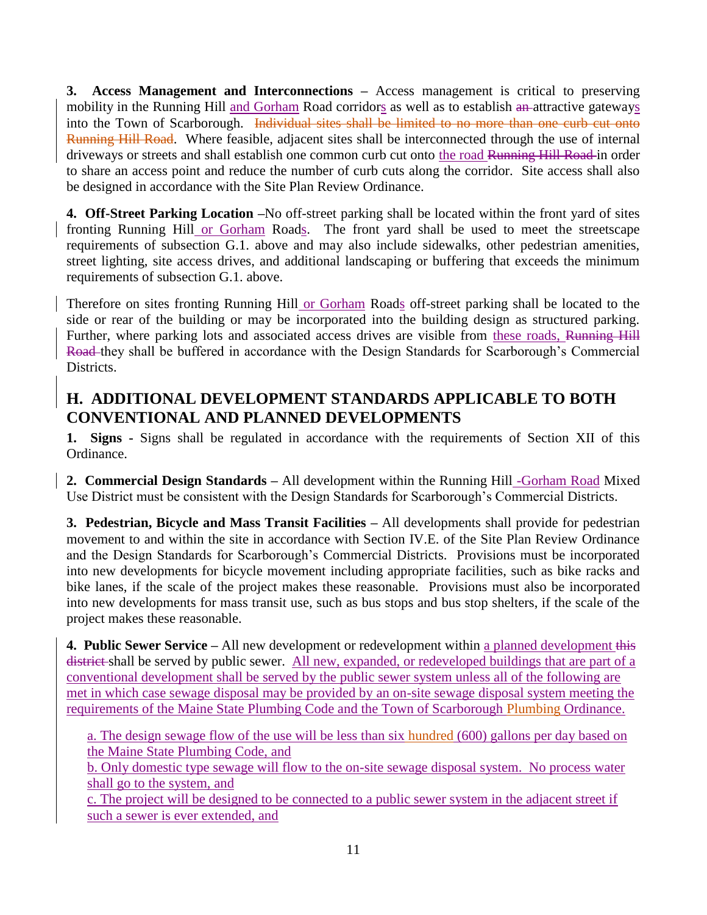**3. Access Management and Interconnections** – Access management is critical to preserving mobility in the Running Hill and Gorham Road corridors as well as to establish an attractive gateways into the Town of Scarborough. ~~Individual sites shall be limited to no more than one curb cut onto Running Hill Road~~. Where feasible, adjacent sites shall be interconnected through the use of internal driveways or streets and shall establish one common curb cut onto the road ~~Running Hill Road~~ in order to share an access point and reduce the number of curb cuts along the corridor. Site access shall also be designed in accordance with the Site Plan Review Ordinance.

**4. Off-Street Parking Location** –No off-street parking shall be located within the front yard of sites fronting Running Hill or Gorham Roads. The front yard shall be used to meet the streetscape requirements of subsection G.1. above and may also include sidewalks, other pedestrian amenities, street lighting, site access drives, and additional landscaping or buffering that exceeds the minimum requirements of subsection G.1. above.

Therefore on sites fronting Running Hill or Gorham Roads off-street parking shall be located to the side or rear of the building or may be incorporated into the building design as structured parking. Further, where parking lots and associated access drives are visible from these roads, ~~Running Hill Road~~ they shall be buffered in accordance with the Design Standards for Scarborough's Commercial Districts.

## H. ADDITIONAL DEVELOPMENT STANDARDS APPLICABLE TO BOTH CONVENTIONAL AND PLANNED DEVELOPMENTS

**1. Signs -** Signs shall be regulated in accordance with the requirements of Section XII of this Ordinance.

**2. Commercial Design Standards –** All development within the Running Hill -Gorham Road Mixed Use District must be consistent with the Design Standards for Scarborough's Commercial Districts.

**3. Pedestrian, Bicycle and Mass Transit Facilities –** All developments shall provide for pedestrian movement to and within the site in accordance with Section IV.E. of the Site Plan Review Ordinance and the Design Standards for Scarborough's Commercial Districts. Provisions must be incorporated into new developments for bicycle movement including appropriate facilities, such as bike racks and bike lanes, if the scale of the project makes these reasonable. Provisions must also be incorporated into new developments for mass transit use, such as bus stops and bus stop shelters, if the scale of the project makes these reasonable.

**4. Public Sewer Service –** All new development or redevelopment within a planned development ~~this district~~ shall be served by public sewer. All new, expanded, or redeveloped buildings that are part of a conventional development shall be served by the public sewer system unless all of the following are met in which case sewage disposal may be provided by an on-site sewage disposal system meeting the requirements of the Maine State Plumbing Code and the Town of Scarborough Plumbing Ordinance.

a. The design sewage flow of the use will be less than six hundred (600) gallons per day based on the Maine State Plumbing Code, and
b. Only domestic type sewage will flow to the on-site sewage disposal system. No process water shall go to the system, and
c. The project will be designed to be connected to a public sewer system in the adjacent street if such a sewer is ever extended, and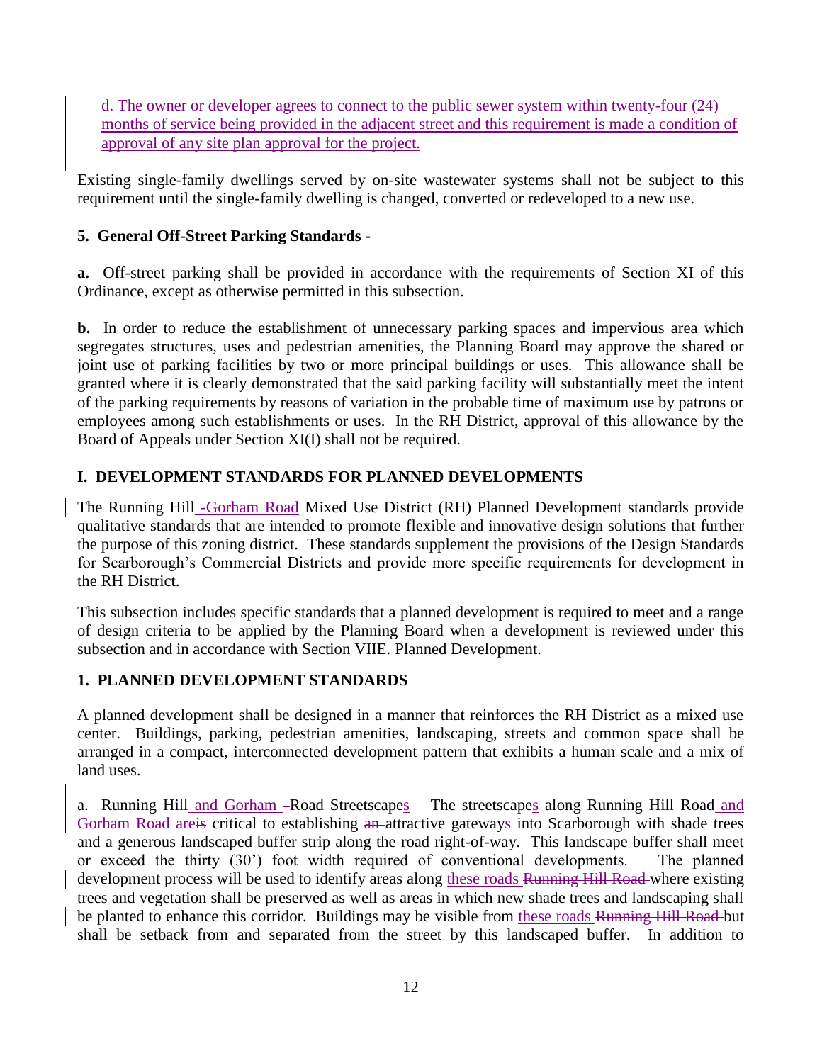d. The owner or developer agrees to connect to the public sewer system within twenty-four (24) months of service being provided in the adjacent street and this requirement is made a condition of approval of any site plan approval for the project.

Existing single-family dwellings served by on-site wastewater systems shall not be subject to this requirement until the single-family dwelling is changed, converted or redeveloped to a new use.

**5. General Off-Street Parking Standards -**

**a.** Off-street parking shall be provided in accordance with the requirements of Section XI of this Ordinance, except as otherwise permitted in this subsection.

**b.** In order to reduce the establishment of unnecessary parking spaces and impervious area which segregates structures, uses and pedestrian amenities, the Planning Board may approve the shared or joint use of parking facilities by two or more principal buildings or uses. This allowance shall be granted where it is clearly demonstrated that the said parking facility will substantially meet the intent of the parking requirements by reasons of variation in the probable time of maximum use by patrons or employees among such establishments or uses. In the RH District, approval of this allowance by the Board of Appeals under Section XI(I) shall not be required.

## I. DEVELOPMENT STANDARDS FOR PLANNED DEVELOPMENTS

The Running Hill -Gorham Road Mixed Use District (RH) Planned Development standards provide qualitative standards that are intended to promote flexible and innovative design solutions that further the purpose of this zoning district. These standards supplement the provisions of the Design Standards for Scarborough's Commercial Districts and provide more specific requirements for development in the RH District.

This subsection includes specific standards that a planned development is required to meet and a range of design criteria to be applied by the Planning Board when a development is reviewed under this subsection and in accordance with Section VIIE. Planned Development.

### 1. PLANNED DEVELOPMENT STANDARDS

A planned development shall be designed in a manner that reinforces the RH District as a mixed use center. Buildings, parking, pedestrian amenities, landscaping, streets and common space shall be arranged in a compact, interconnected development pattern that exhibits a human scale and a mix of land uses.

a. Running Hill and Gorham ~~-~~Road Streetscapes – The streetscapes along Running Hill Road and Gorham Road are~~is~~ critical to establishing ~~an~~ attractive gateways into Scarborough with shade trees and a generous landscaped buffer strip along the road right-of-way. This landscape buffer shall meet or exceed the thirty (30') foot width required of conventional developments. The planned development process will be used to identify areas along these roads ~~Running Hill Road~~ where existing trees and vegetation shall be preserved as well as areas in which new shade trees and landscaping shall be planted to enhance this corridor. Buildings may be visible from these roads ~~Running Hill Road~~ but shall be setback from and separated from the street by this landscaped buffer. In addition to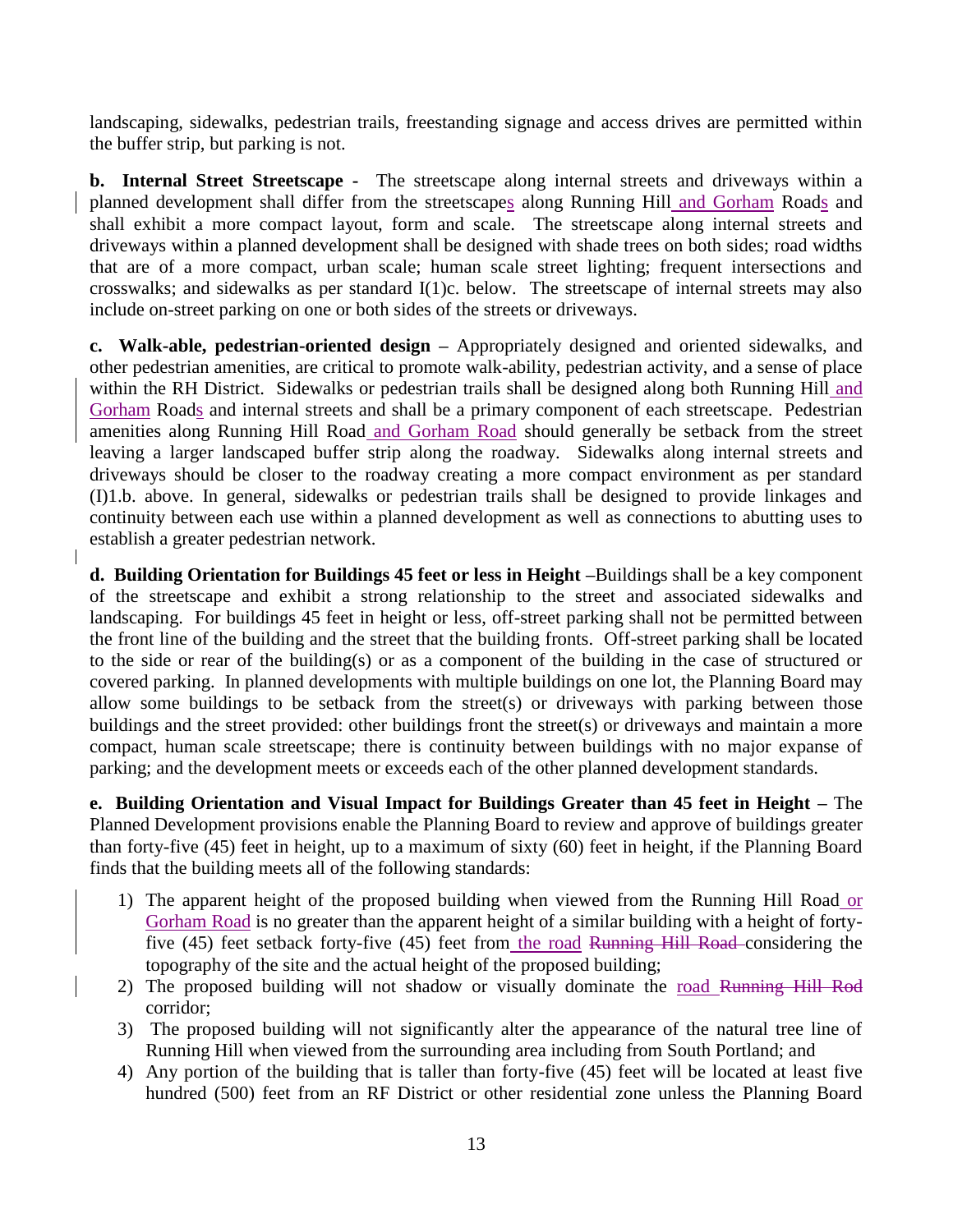landscaping, sidewalks, pedestrian trails, freestanding signage and access drives are permitted within the buffer strip, but parking is not.

**b. Internal Street Streetscape -** The streetscape along internal streets and driveways within a planned development shall differ from the streetscapes along Running Hill and Gorham Roads and shall exhibit a more compact layout, form and scale. The streetscape along internal streets and driveways within a planned development shall be designed with shade trees on both sides; road widths that are of a more compact, urban scale; human scale street lighting; frequent intersections and crosswalks; and sidewalks as per standard I(1)c. below. The streetscape of internal streets may also include on-street parking on one or both sides of the streets or driveways.

**c. Walk-able, pedestrian-oriented design –** Appropriately designed and oriented sidewalks, and other pedestrian amenities, are critical to promote walk-ability, pedestrian activity, and a sense of place within the RH District. Sidewalks or pedestrian trails shall be designed along both Running Hill and Gorham Roads and internal streets and shall be a primary component of each streetscape. Pedestrian amenities along Running Hill Road and Gorham Road should generally be setback from the street leaving a larger landscaped buffer strip along the roadway. Sidewalks along internal streets and driveways should be closer to the roadway creating a more compact environment as per standard (I)1.b. above. In general, sidewalks or pedestrian trails shall be designed to provide linkages and continuity between each use within a planned development as well as connections to abutting uses to establish a greater pedestrian network.

**d. Building Orientation for Buildings 45 feet or less in Height –**Buildings shall be a key component of the streetscape and exhibit a strong relationship to the street and associated sidewalks and landscaping. For buildings 45 feet in height or less, off-street parking shall not be permitted between the front line of the building and the street that the building fronts. Off-street parking shall be located to the side or rear of the building(s) or as a component of the building in the case of structured or covered parking. In planned developments with multiple buildings on one lot, the Planning Board may allow some buildings to be setback from the street(s) or driveways with parking between those buildings and the street provided: other buildings front the street(s) or driveways and maintain a more compact, human scale streetscape; there is continuity between buildings with no major expanse of parking; and the development meets or exceeds each of the other planned development standards.

**e. Building Orientation and Visual Impact for Buildings Greater than 45 feet in Height –** The Planned Development provisions enable the Planning Board to review and approve of buildings greater than forty-five (45) feet in height, up to a maximum of sixty (60) feet in height, if the Planning Board finds that the building meets all of the following standards:

1) The apparent height of the proposed building when viewed from the Running Hill Road or Gorham Road is no greater than the apparent height of a similar building with a height of forty-five (45) feet setback forty-five (45) feet from the road ~~Running Hill Road~~ considering the topography of the site and the actual height of the proposed building;
2) The proposed building will not shadow or visually dominate the road ~~Running Hill Rod~~ corridor;
3) The proposed building will not significantly alter the appearance of the natural tree line of Running Hill when viewed from the surrounding area including from South Portland; and
4) Any portion of the building that is taller than forty-five (45) feet will be located at least five hundred (500) feet from an RF District or other residential zone unless the Planning Board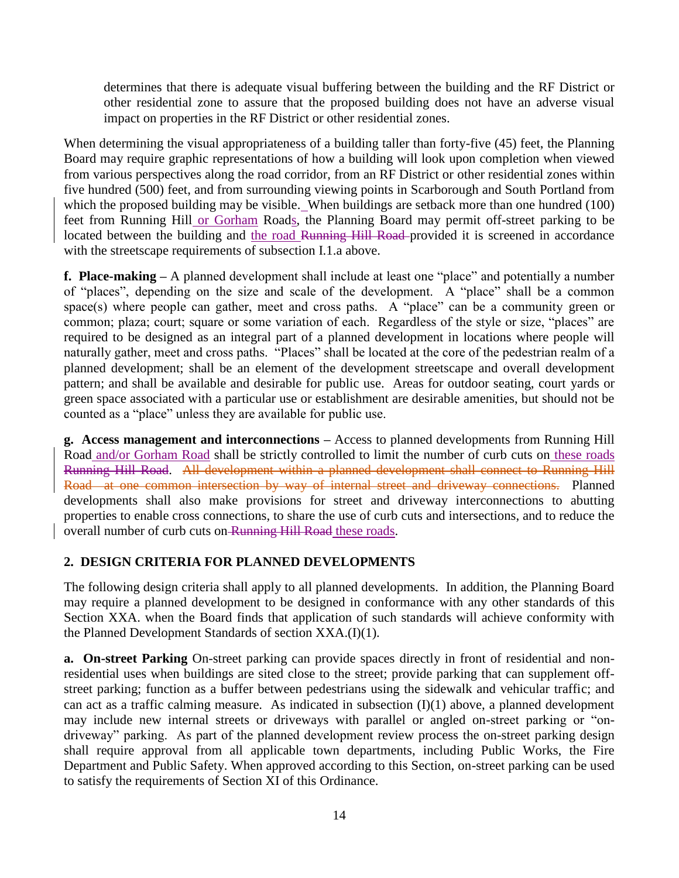determines that there is adequate visual buffering between the building and the RF District or other residential zone to assure that the proposed building does not have an adverse visual impact on properties in the RF District or other residential zones.

When determining the visual appropriateness of a building taller than forty-five (45) feet, the Planning Board may require graphic representations of how a building will look upon completion when viewed from various perspectives along the road corridor, from an RF District or other residential zones within five hundred (500) feet, and from surrounding viewing points in Scarborough and South Portland from which the proposed building may be visible. When buildings are setback more than one hundred (100) feet from Running Hill or Gorham Roads, the Planning Board may permit off-street parking to be located between the building and the road ~~Running Hill Road~~ provided it is screened in accordance with the streetscape requirements of subsection I.1.a above.

**f. Place-making –** A planned development shall include at least one "place" and potentially a number of "places", depending on the size and scale of the development. A "place" shall be a common space(s) where people can gather, meet and cross paths. A "place" can be a community green or common; plaza; court; square or some variation of each. Regardless of the style or size, "places" are required to be designed as an integral part of a planned development in locations where people will naturally gather, meet and cross paths. "Places" shall be located at the core of the pedestrian realm of a planned development; shall be an element of the development streetscape and overall development pattern; and shall be available and desirable for public use. Areas for outdoor seating, court yards or green space associated with a particular use or establishment are desirable amenities, but should not be counted as a "place" unless they are available for public use.

**g. Access management and interconnections –** Access to planned developments from Running Hill Road and/or Gorham Road shall be strictly controlled to limit the number of curb cuts on these roads ~~Running Hill Road~~. ~~All development within a planned development shall connect to Running Hill Road at one common intersection by way of internal street and driveway connections.~~ Planned developments shall also make provisions for street and driveway interconnections to abutting properties to enable cross connections, to share the use of curb cuts and intersections, and to reduce the overall number of curb cuts on ~~Running Hill Road~~ these roads.

## 2. DESIGN CRITERIA FOR PLANNED DEVELOPMENTS

The following design criteria shall apply to all planned developments. In addition, the Planning Board may require a planned development to be designed in conformance with any other standards of this Section XXA. when the Board finds that application of such standards will achieve conformity with the Planned Development Standards of section XXA.(I)(1).

**a. On-street Parking** On-street parking can provide spaces directly in front of residential and non-residential uses when buildings are sited close to the street; provide parking that can supplement off-street parking; function as a buffer between pedestrians using the sidewalk and vehicular traffic; and can act as a traffic calming measure. As indicated in subsection (I)(1) above, a planned development may include new internal streets or driveways with parallel or angled on-street parking or "on-driveway" parking. As part of the planned development review process the on-street parking design shall require approval from all applicable town departments, including Public Works, the Fire Department and Public Safety. When approved according to this Section, on-street parking can be used to satisfy the requirements of Section XI of this Ordinance.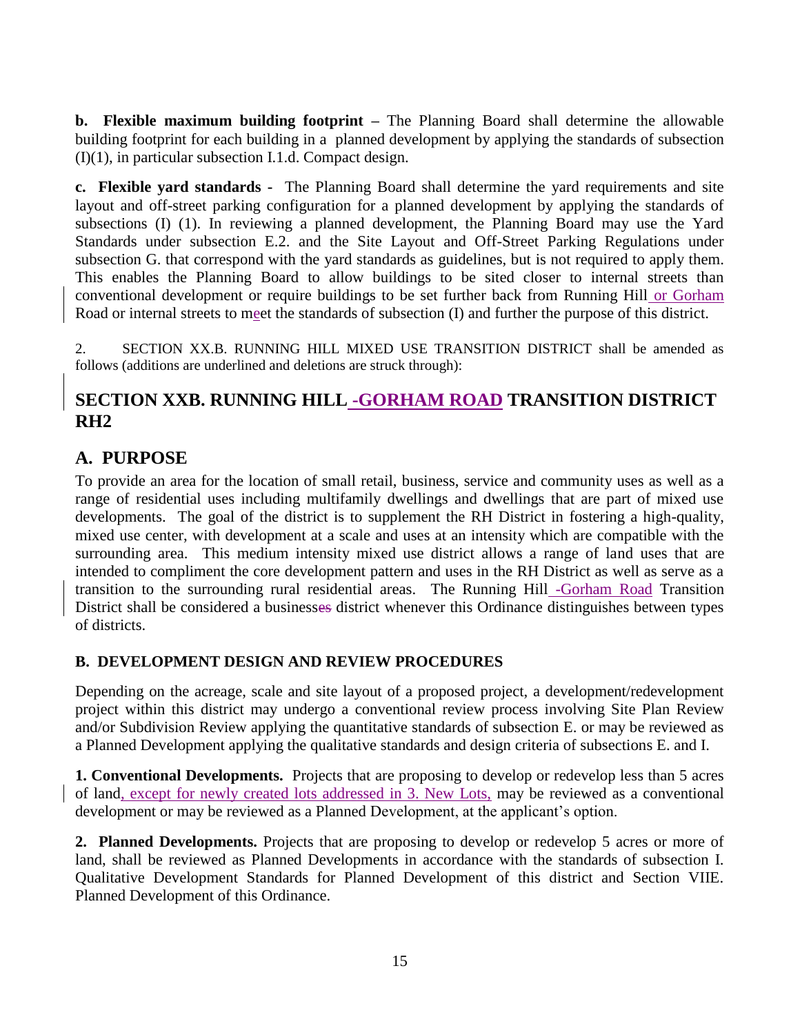**b. Flexible maximum building footprint** – The Planning Board shall determine the allowable building footprint for each building in a planned development by applying the standards of subsection (I)(1), in particular subsection I.1.d. Compact design.

**c. Flexible yard standards -** The Planning Board shall determine the yard requirements and site layout and off-street parking configuration for a planned development by applying the standards of subsections (I) (1). In reviewing a planned development, the Planning Board may use the Yard Standards under subsection E.2. and the Site Layout and Off-Street Parking Regulations under subsection G. that correspond with the yard standards as guidelines, but is not required to apply them. This enables the Planning Board to allow buildings to be sited closer to internal streets than conventional development or require buildings to be set further back from Running Hill or Gorham Road or internal streets to meet the standards of subsection (I) and further the purpose of this district.

2. SECTION XX.B. RUNNING HILL MIXED USE TRANSITION DISTRICT shall be amended as follows (additions are underlined and deletions are struck through):

## SECTION XXB. RUNNING HILL -GORHAM ROAD TRANSITION DISTRICT RH2

## A. PURPOSE

To provide an area for the location of small retail, business, service and community uses as well as a range of residential uses including multifamily dwellings and dwellings that are part of mixed use developments. The goal of the district is to supplement the RH District in fostering a high-quality, mixed use center, with development at a scale and uses at an intensity which are compatible with the surrounding area. This medium intensity mixed use district allows a range of land uses that are intended to compliment the core development pattern and uses in the RH District as well as serve as a transition to the surrounding rural residential areas. The Running Hill -Gorham Road Transition District shall be considered a business~~es~~ district whenever this Ordinance distinguishes between types of districts.

### B. DEVELOPMENT DESIGN AND REVIEW PROCEDURES

Depending on the acreage, scale and site layout of a proposed project, a development/redevelopment project within this district may undergo a conventional review process involving Site Plan Review and/or Subdivision Review applying the quantitative standards of subsection E. or may be reviewed as a Planned Development applying the qualitative standards and design criteria of subsections E. and I.

**1. Conventional Developments.** Projects that are proposing to develop or redevelop less than 5 acres of land, except for newly created lots addressed in 3. New Lots, may be reviewed as a conventional development or may be reviewed as a Planned Development, at the applicant's option.

**2. Planned Developments.** Projects that are proposing to develop or redevelop 5 acres or more of land, shall be reviewed as Planned Developments in accordance with the standards of subsection I. Qualitative Development Standards for Planned Development of this district and Section VIIE. Planned Development of this Ordinance.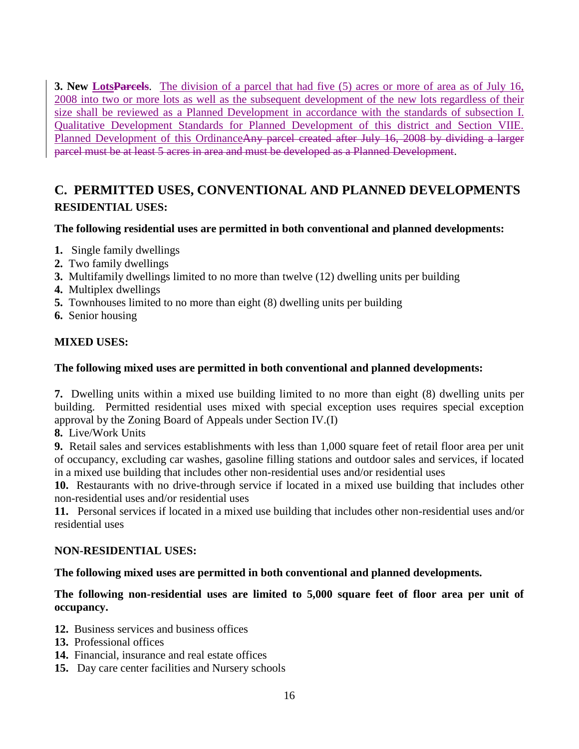**3. New LotsParcels**. The division of a parcel that had five (5) acres or more of area as of July 16, 2008 into two or more lots as well as the subsequent development of the new lots regardless of their size shall be reviewed as a Planned Development in accordance with the standards of subsection I. Qualitative Development Standards for Planned Development of this district and Section VIIE. Planned Development of this OrdinanceAny parcel created after July 16, 2008 by dividing a larger parcel must be at least 5 acres in area and must be developed as a Planned Development.

## C. PERMITTED USES, CONVENTIONAL AND PLANNED DEVELOPMENTS

### RESIDENTIAL USES:

**The following residential uses are permitted in both conventional and planned developments:**

**1.** Single family dwellings
**2.** Two family dwellings
**3.** Multifamily dwellings limited to no more than twelve (12) dwelling units per building
**4.** Multiplex dwellings
**5.** Townhouses limited to no more than eight (8) dwelling units per building
**6.** Senior housing

### MIXED USES:

**The following mixed uses are permitted in both conventional and planned developments:**

**7.** Dwelling units within a mixed use building limited to no more than eight (8) dwelling units per building. Permitted residential uses mixed with special exception uses requires special exception approval by the Zoning Board of Appeals under Section IV.(I)
**8.** Live/Work Units
**9.** Retail sales and services establishments with less than 1,000 square feet of retail floor area per unit of occupancy, excluding car washes, gasoline filling stations and outdoor sales and services, if located in a mixed use building that includes other non-residential uses and/or residential uses
**10.** Restaurants with no drive-through service if located in a mixed use building that includes other non-residential uses and/or residential uses
**11.** Personal services if located in a mixed use building that includes other non-residential uses and/or residential uses

### NON-RESIDENTIAL USES:

**The following mixed uses are permitted in both conventional and planned developments.**

**The following non-residential uses are limited to 5,000 square feet of floor area per unit of occupancy.**

**12.** Business services and business offices
**13.** Professional offices
**14.** Financial, insurance and real estate offices
**15.** Day care center facilities and Nursery schools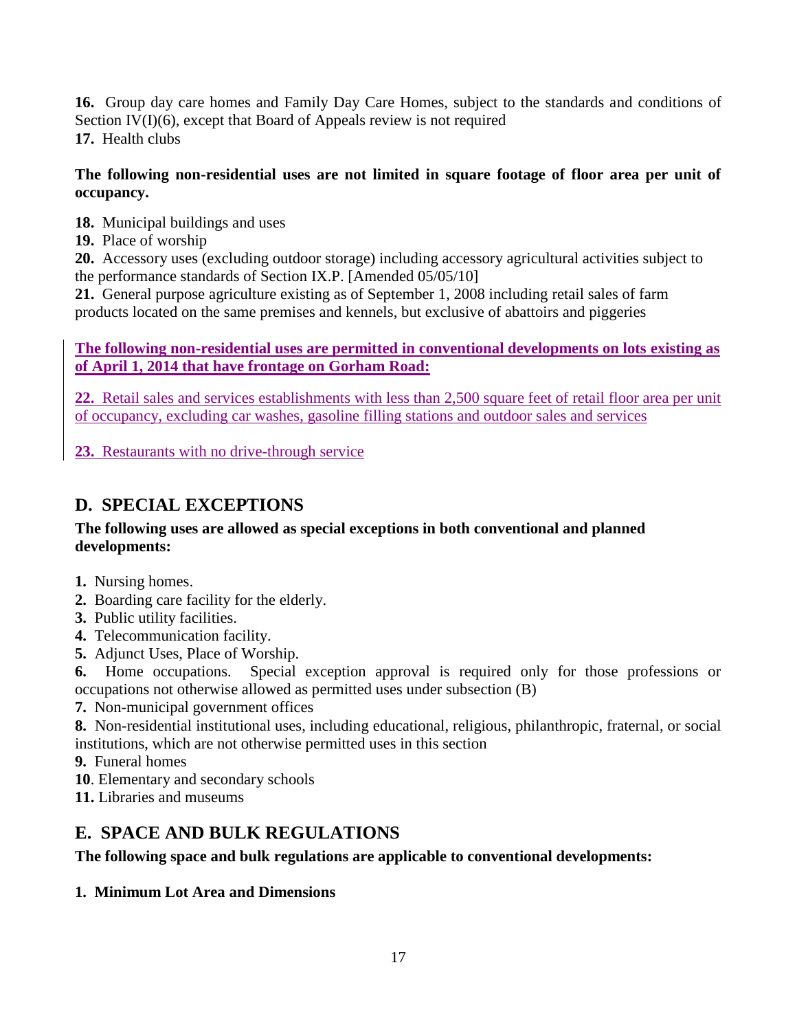**16.** Group day care homes and Family Day Care Homes, subject to the standards and conditions of Section IV(I)(6), except that Board of Appeals review is not required

**17.** Health clubs

**The following non-residential uses are not limited in square footage of floor area per unit of occupancy.**

**18.** Municipal buildings and uses

**19.** Place of worship

**20.** Accessory uses (excluding outdoor storage) including accessory agricultural activities subject to the performance standards of Section IX.P. [Amended 05/05/10]

**21.** General purpose agriculture existing as of September 1, 2008 including retail sales of farm products located on the same premises and kennels, but exclusive of abattoirs and piggeries

**The following non-residential uses are permitted in conventional developments on lots existing as of April 1, 2014 that have frontage on Gorham Road:**

**22.** Retail sales and services establishments with less than 2,500 square feet of retail floor area per unit of occupancy, excluding car washes, gasoline filling stations and outdoor sales and services

**23.** Restaurants with no drive-through service

## D. SPECIAL EXCEPTIONS

**The following uses are allowed as special exceptions in both conventional and planned developments:**

**1.** Nursing homes.

**2.** Boarding care facility for the elderly.

**3.** Public utility facilities.

**4.** Telecommunication facility.

**5.** Adjunct Uses, Place of Worship.

**6.** Home occupations. Special exception approval is required only for those professions or occupations not otherwise allowed as permitted uses under subsection (B)

**7.** Non-municipal government offices

**8.** Non-residential institutional uses, including educational, religious, philanthropic, fraternal, or social institutions, which are not otherwise permitted uses in this section

**9.** Funeral homes

**10**. Elementary and secondary schools

**11.** Libraries and museums

## E. SPACE AND BULK REGULATIONS

**The following space and bulk regulations are applicable to conventional developments:**

**1. Minimum Lot Area and Dimensions**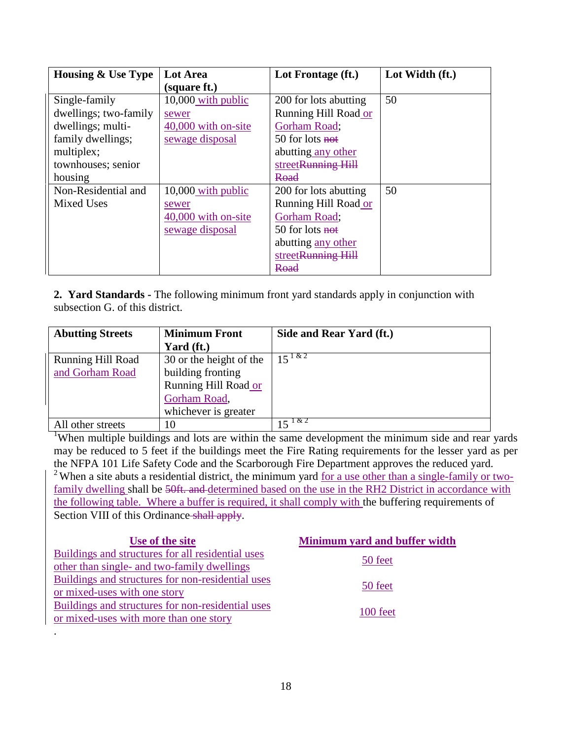| Housing & Use Type | Lot Area (square ft.) | Lot Frontage (ft.) | Lot Width (ft.) |
|---|---|---|---|
| Single-family dwellings; two-family dwellings; multi-family dwellings; multiplex; townhouses; senior housing | 10,000 with public sewer 40,000 with on-site sewage disposal | 200 for lots abutting Running Hill Road or Gorham Road; 50 for lots ~~not~~ abutting any other street~~Running Hill Road~~ | 50 |
| Non-Residential and Mixed Uses | 10,000 with public sewer 40,000 with on-site sewage disposal | 200 for lots abutting Running Hill Road or Gorham Road; 50 for lots ~~not~~ abutting any other street~~Running Hill Road~~ | 50 |

**2. Yard Standards -** The following minimum front yard standards apply in conjunction with subsection G. of this district.

| Abutting Streets | Minimum Front Yard (ft.) | Side and Rear Yard (ft.) |
|---|---|---|
| Running Hill Road and Gorham Road | 30 or the height of the building fronting Running Hill Road or Gorham Road, whichever is greater | 15 [1 & 2] |
| All other streets | 10 | 15 [1 & 2] |

[1] When multiple buildings and lots are within the same development the minimum side and rear yards may be reduced to 5 feet if the buildings meet the Fire Rating requirements for the lesser yard as per the NFPA 101 Life Safety Code and the Scarborough Fire Department approves the reduced yard.

[2] When a site abuts a residential district, the minimum yard for a use other than a single-family or two-family dwelling shall be ~~50ft. and~~ determined based on the use in the RH2 District in accordance with the following table. Where a buffer is required, it shall comply with the buffering requirements of Section VIII of this Ordinance ~~shall apply~~.

| Use of the site | Minimum yard and buffer width |
|---|---|
| Buildings and structures for all residential uses other than single- and two-family dwellings | 50 feet |
| Buildings and structures for non-residential uses or mixed-uses with one story | 50 feet |
| Buildings and structures for non-residential uses or mixed-uses with more than one story | 100 feet |

.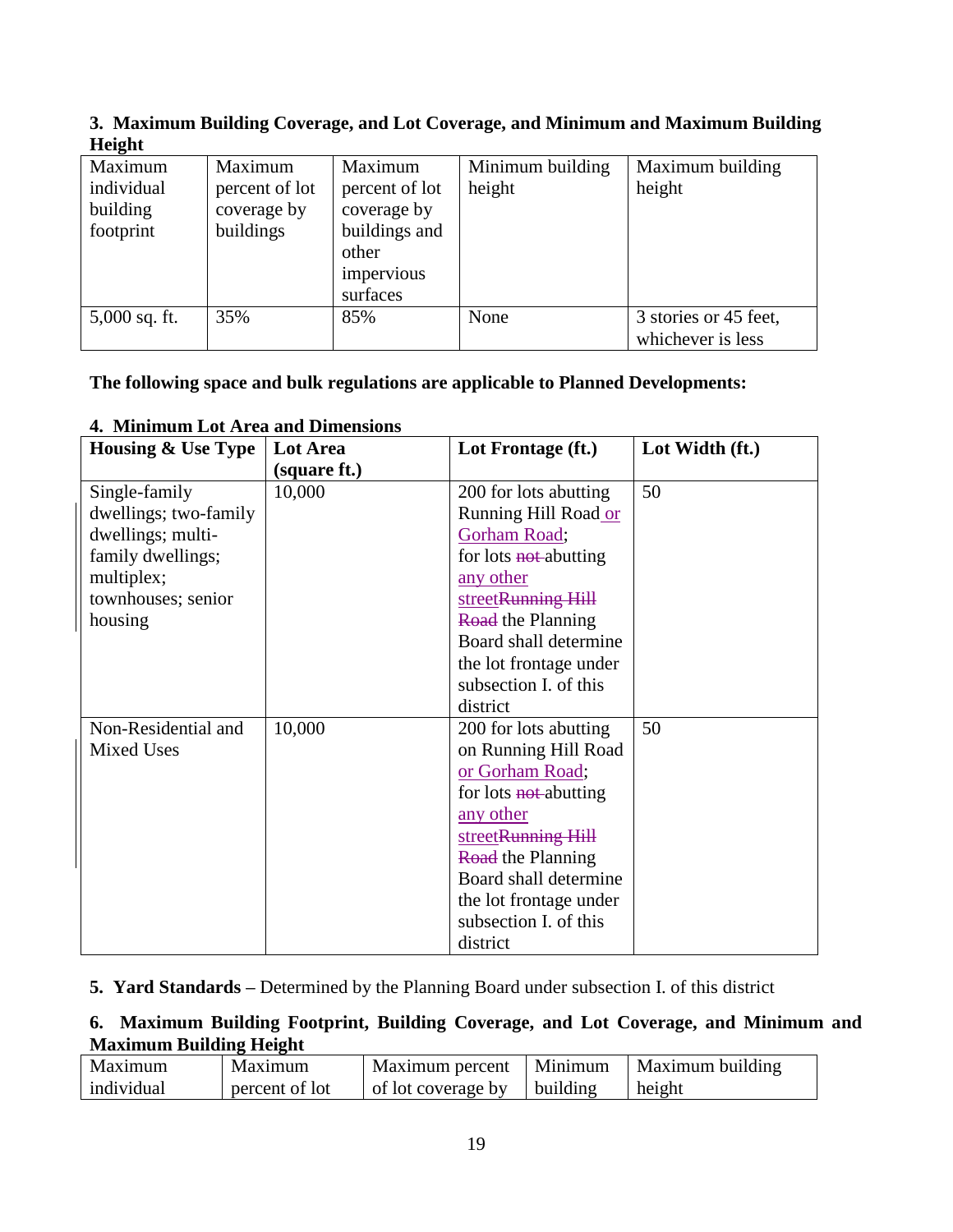**3. Maximum Building Coverage, and Lot Coverage, and Minimum and Maximum Building Height**

| Maximum individual building footprint | Maximum percent of lot coverage by buildings | Maximum percent of lot coverage by buildings and other impervious surfaces | Minimum building height | Maximum building height |
|---|---|---|---|---|
| 5,000 sq. ft. | 35% | 85% | None | 3 stories or 45 feet, whichever is less |

**The following space and bulk regulations are applicable to Planned Developments:**

**4. Minimum Lot Area and Dimensions**

| Housing & Use Type | Lot Area (square ft.) | Lot Frontage (ft.) | Lot Width (ft.) |
|---|---|---|---|
| Single-family dwellings; two-family dwellings; multi-family dwellings; multiplex; townhouses; senior housing | 10,000 | 200 for lots abutting Running Hill Road or Gorham Road; for lots ~~not~~ abutting any other street~~Running Hill Road~~ the Planning Board shall determine the lot frontage under subsection I. of this district | 50 |
| Non-Residential and Mixed Uses | 10,000 | 200 for lots abutting on Running Hill Road or Gorham Road; for lots ~~not~~ abutting any other street~~Running Hill Road~~ the Planning Board shall determine the lot frontage under subsection I. of this district | 50 |

**5. Yard Standards –** Determined by the Planning Board under subsection I. of this district

**6. Maximum Building Footprint, Building Coverage, and Lot Coverage, and Minimum and Maximum Building Height**

| Maximum individual | Maximum percent of lot | Maximum percent of lot coverage by | Minimum building | Maximum building height |
|---|---|---|---|---|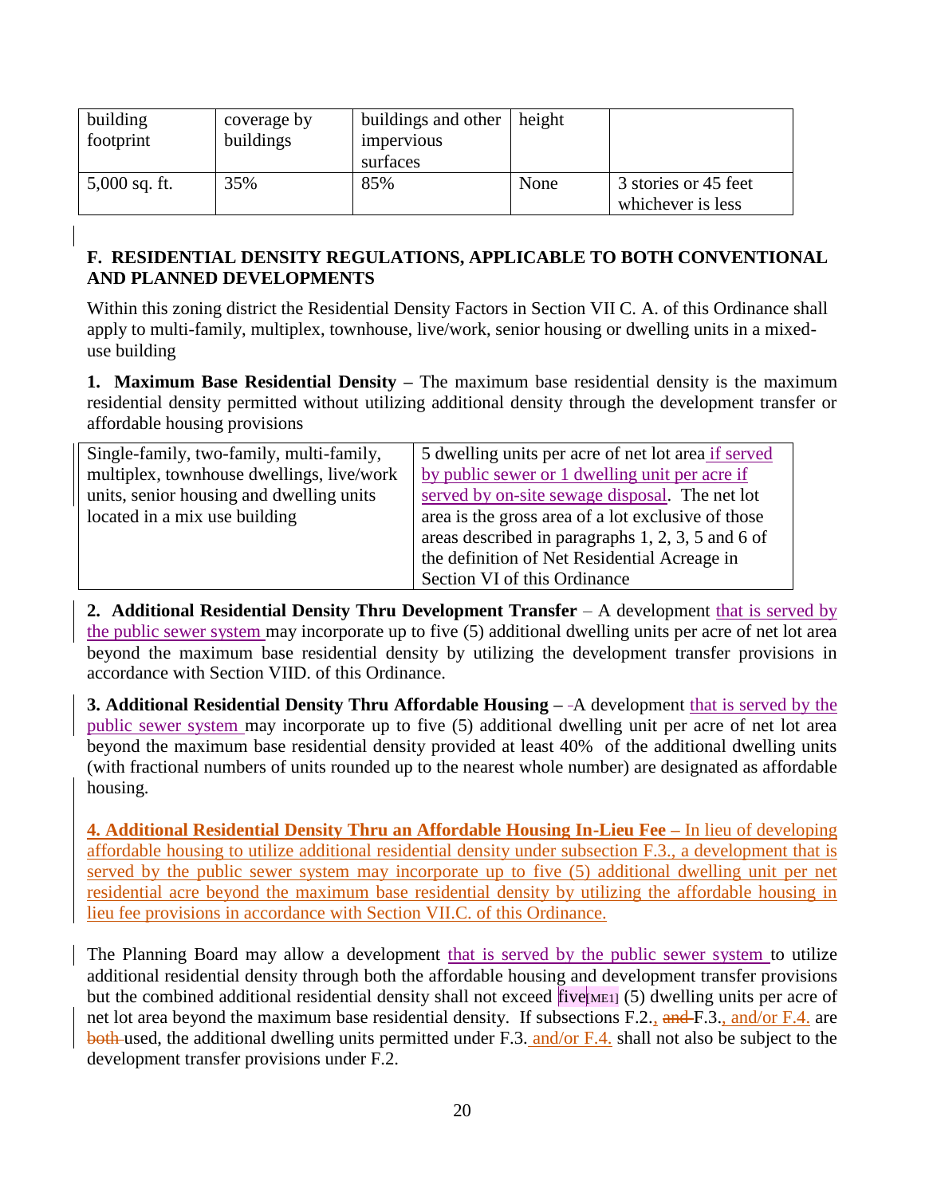| building footprint | coverage by buildings | buildings and other impervious surfaces | height | |
|---|---|---|---|---|
| 5,000 sq. ft. | 35% | 85% | None | 3 stories or 45 feet whichever is less |

**F. RESIDENTIAL DENSITY REGULATIONS, APPLICABLE TO BOTH CONVENTIONAL AND PLANNED DEVELOPMENTS**

Within this zoning district the Residential Density Factors in Section VII C. A. of this Ordinance shall apply to multi-family, multiplex, townhouse, live/work, senior housing or dwelling units in a mixed-use building

**1. Maximum Base Residential Density** – The maximum base residential density is the maximum residential density permitted without utilizing additional density through the development transfer or affordable housing provisions

| | |
|---|---|
| Single-family, two-family, multi-family, multiplex, townhouse dwellings, live/work units, senior housing and dwelling units located in a mix use building | 5 dwelling units per acre of net lot area if served by public sewer or 1 dwelling unit per acre if served by on-site sewage disposal. The net lot area is the gross area of a lot exclusive of those areas described in paragraphs 1, 2, 3, 5 and 6 of the definition of Net Residential Acreage in Section VI of this Ordinance |

**2. Additional Residential Density Thru Development Transfer** – A development that is served by the public sewer system may incorporate up to five (5) additional dwelling units per acre of net lot area beyond the maximum base residential density by utilizing the development transfer provisions in accordance with Section VIIID. of this Ordinance.

**3. Additional Residential Density Thru Affordable Housing** – A development that is served by the public sewer system may incorporate up to five (5) additional dwelling unit per acre of net lot area beyond the maximum base residential density provided at least 40% of the additional dwelling units (with fractional numbers of units rounded up to the nearest whole number) are designated as affordable housing.

**4. Additional Residential Density Thru an Affordable Housing In-Lieu Fee** – In lieu of developing affordable housing to utilize additional residential density under subsection F.3., a development that is served by the public sewer system may incorporate up to five (5) additional dwelling unit per net residential acre beyond the maximum base residential density by utilizing the affordable housing in lieu fee provisions in accordance with Section VII.C. of this Ordinance.

The Planning Board may allow a development that is served by the public sewer system to utilize additional residential density through both the affordable housing and development transfer provisions but the combined additional residential density shall not exceed five[ME1] (5) dwelling units per acre of net lot area beyond the maximum base residential density. If subsections F.2., ~~and~~ F.3., and/or F.4. are ~~both~~ used, the additional dwelling units permitted under F.3. and/or F.4. shall not also be subject to the development transfer provisions under F.2.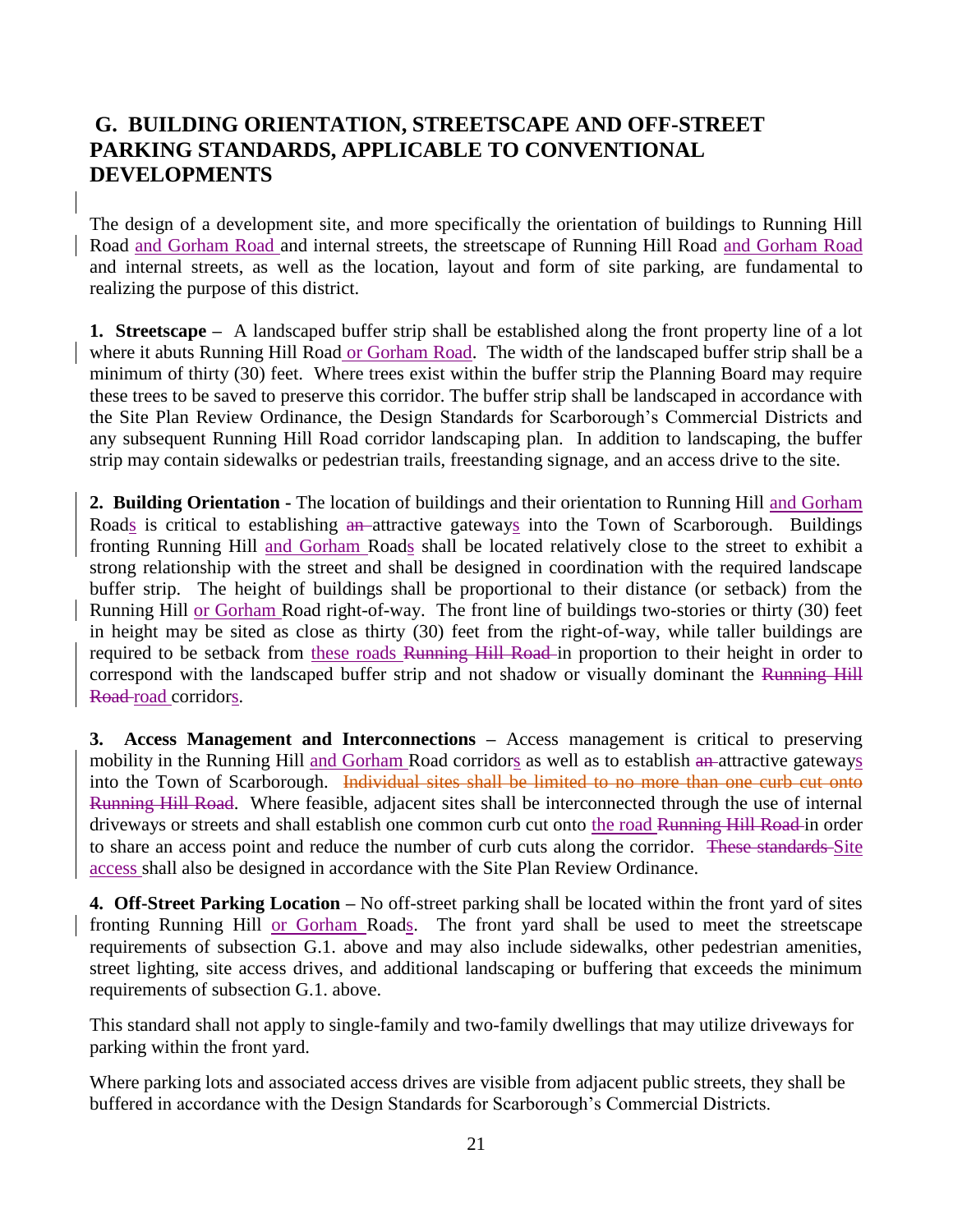## G. BUILDING ORIENTATION, STREETSCAPE AND OFF-STREET PARKING STANDARDS, APPLICABLE TO CONVENTIONAL DEVELOPMENTS

The design of a development site, and more specifically the orientation of buildings to Running Hill Road and Gorham Road and internal streets, the streetscape of Running Hill Road and Gorham Road and internal streets, as well as the location, layout and form of site parking, are fundamental to realizing the purpose of this district.

**1. Streetscape –** A landscaped buffer strip shall be established along the front property line of a lot where it abuts Running Hill Road or Gorham Road. The width of the landscaped buffer strip shall be a minimum of thirty (30) feet. Where trees exist within the buffer strip the Planning Board may require these trees to be saved to preserve this corridor. The buffer strip shall be landscaped in accordance with the Site Plan Review Ordinance, the Design Standards for Scarborough's Commercial Districts and any subsequent Running Hill Road corridor landscaping plan. In addition to landscaping, the buffer strip may contain sidewalks or pedestrian trails, freestanding signage, and an access drive to the site.

**2. Building Orientation -** The location of buildings and their orientation to Running Hill and Gorham Roads is critical to establishing ~~an~~ attractive gateways into the Town of Scarborough. Buildings fronting Running Hill and Gorham Roads shall be located relatively close to the street to exhibit a strong relationship with the street and shall be designed in coordination with the required landscape buffer strip. The height of buildings shall be proportional to their distance (or setback) from the Running Hill or Gorham Road right-of-way. The front line of buildings two-stories or thirty (30) feet in height may be sited as close as thirty (30) feet from the right-of-way, while taller buildings are required to be setback from these roads ~~Running Hill Road~~ in proportion to their height in order to correspond with the landscaped buffer strip and not shadow or visually dominant the ~~Running Hill Road~~ road corridors.

**3. Access Management and Interconnections –** Access management is critical to preserving mobility in the Running Hill and Gorham Road corridors as well as to establish ~~an~~ attractive gateways into the Town of Scarborough. ~~Individual sites shall be limited to no more than one curb cut onto Running Hill Road~~. Where feasible, adjacent sites shall be interconnected through the use of internal driveways or streets and shall establish one common curb cut onto the road ~~Running Hill Road~~ in order to share an access point and reduce the number of curb cuts along the corridor. ~~These standards~~ Site access shall also be designed in accordance with the Site Plan Review Ordinance.

**4. Off-Street Parking Location –** No off-street parking shall be located within the front yard of sites fronting Running Hill or Gorham Roads. The front yard shall be used to meet the streetscape requirements of subsection G.1. above and may also include sidewalks, other pedestrian amenities, street lighting, site access drives, and additional landscaping or buffering that exceeds the minimum requirements of subsection G.1. above.

This standard shall not apply to single-family and two-family dwellings that may utilize driveways for parking within the front yard.

Where parking lots and associated access drives are visible from adjacent public streets, they shall be buffered in accordance with the Design Standards for Scarborough's Commercial Districts.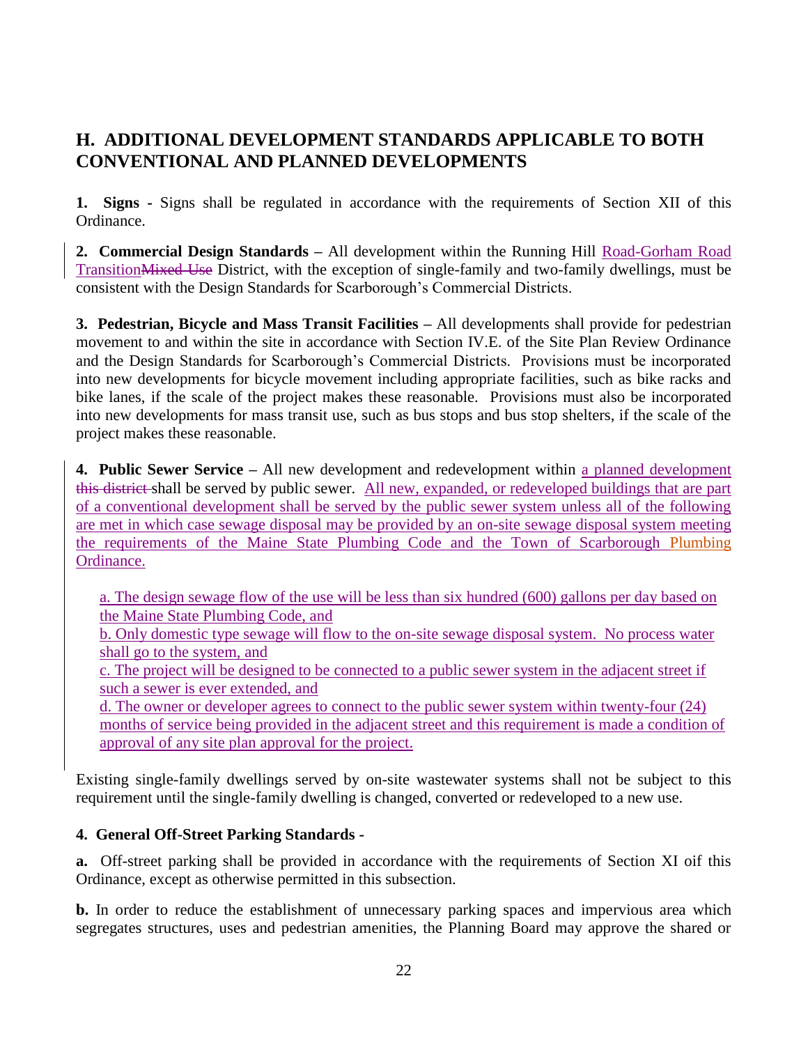## H. ADDITIONAL DEVELOPMENT STANDARDS APPLICABLE TO BOTH CONVENTIONAL AND PLANNED DEVELOPMENTS

**1. Signs -** Signs shall be regulated in accordance with the requirements of Section XII of this Ordinance.

**2. Commercial Design Standards –** All development within the Running Hill Road-Gorham Road Transition~~Mixed Use~~ District, with the exception of single-family and two-family dwellings, must be consistent with the Design Standards for Scarborough's Commercial Districts.

**3. Pedestrian, Bicycle and Mass Transit Facilities –** All developments shall provide for pedestrian movement to and within the site in accordance with Section IV.E. of the Site Plan Review Ordinance and the Design Standards for Scarborough's Commercial Districts. Provisions must be incorporated into new developments for bicycle movement including appropriate facilities, such as bike racks and bike lanes, if the scale of the project makes these reasonable. Provisions must also be incorporated into new developments for mass transit use, such as bus stops and bus stop shelters, if the scale of the project makes these reasonable.

**4. Public Sewer Service –** All new development and redevelopment within a planned development ~~this district~~ shall be served by public sewer. All new, expanded, or redeveloped buildings that are part of a conventional development shall be served by the public sewer system unless all of the following are met in which case sewage disposal may be provided by an on-site sewage disposal system meeting the requirements of the Maine State Plumbing Code and the Town of Scarborough Plumbing Ordinance.

a. The design sewage flow of the use will be less than six hundred (600) gallons per day based on the Maine State Plumbing Code, and
b. Only domestic type sewage will flow to the on-site sewage disposal system. No process water shall go to the system, and
c. The project will be designed to be connected to a public sewer system in the adjacent street if such a sewer is ever extended, and
d. The owner or developer agrees to connect to the public sewer system within twenty-four (24) months of service being provided in the adjacent street and this requirement is made a condition of approval of any site plan approval for the project.

Existing single-family dwellings served by on-site wastewater systems shall not be subject to this requirement until the single-family dwelling is changed, converted or redeveloped to a new use.

**4. General Off-Street Parking Standards -**

**a.** Off-street parking shall be provided in accordance with the requirements of Section XI oif this Ordinance, except as otherwise permitted in this subsection.

**b.** In order to reduce the establishment of unnecessary parking spaces and impervious area which segregates structures, uses and pedestrian amenities, the Planning Board may approve the shared or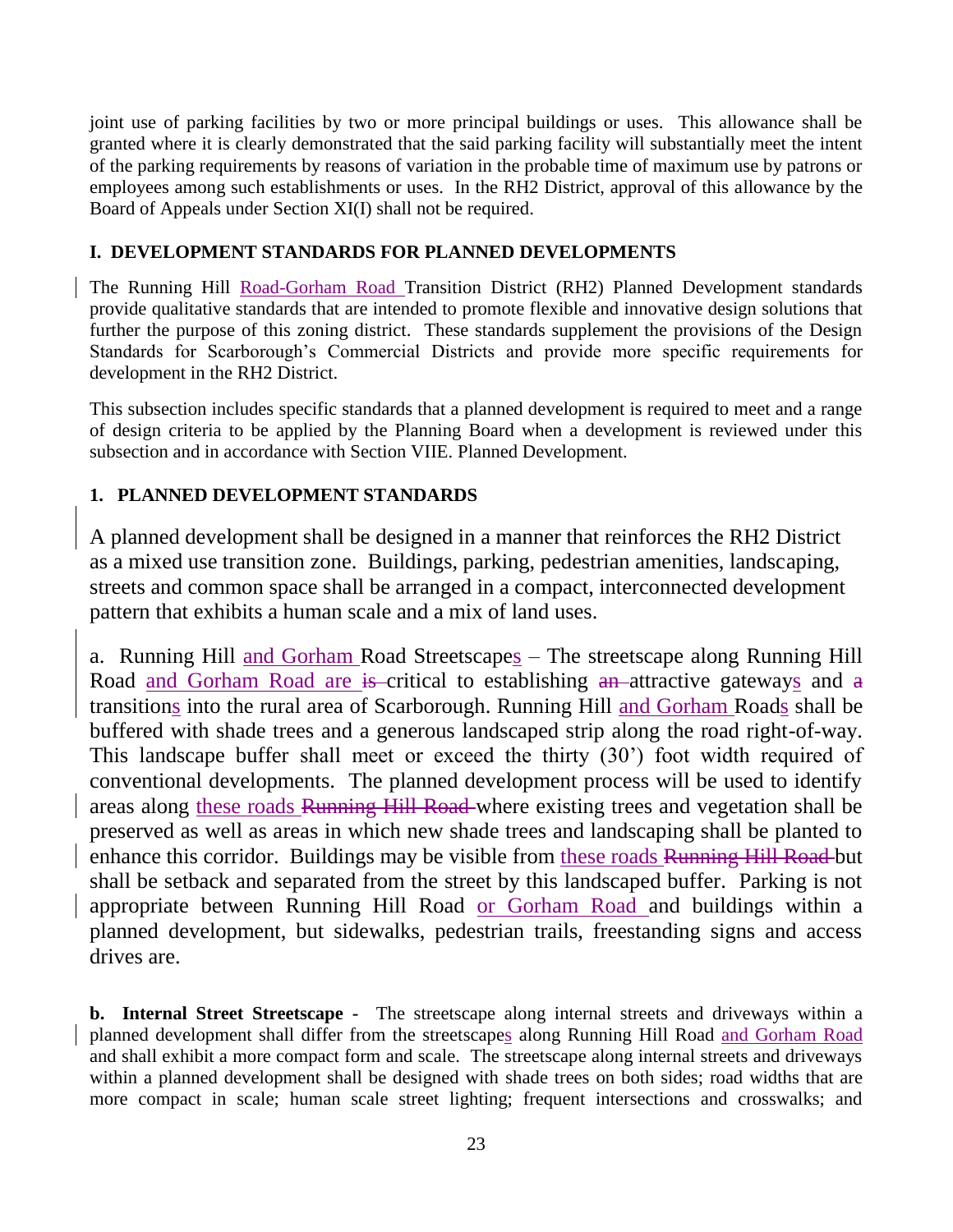joint use of parking facilities by two or more principal buildings or uses. This allowance shall be granted where it is clearly demonstrated that the said parking facility will substantially meet the intent of the parking requirements by reasons of variation in the probable time of maximum use by patrons or employees among such establishments or uses. In the RH2 District, approval of this allowance by the Board of Appeals under Section XI(I) shall not be required.

### I. DEVELOPMENT STANDARDS FOR PLANNED DEVELOPMENTS

The Running Hill Road-Gorham Road Transition District (RH2) Planned Development standards provide qualitative standards that are intended to promote flexible and innovative design solutions that further the purpose of this zoning district. These standards supplement the provisions of the Design Standards for Scarborough's Commercial Districts and provide more specific requirements for development in the RH2 District.

This subsection includes specific standards that a planned development is required to meet and a range of design criteria to be applied by the Planning Board when a development is reviewed under this subsection and in accordance with Section VIIIE. Planned Development.

#### 1. PLANNED DEVELOPMENT STANDARDS

A planned development shall be designed in a manner that reinforces the RH2 District as a mixed use transition zone. Buildings, parking, pedestrian amenities, landscaping, streets and common space shall be arranged in a compact, interconnected development pattern that exhibits a human scale and a mix of land uses.

a. Running Hill and Gorham Road Streetscapes – The streetscape along Running Hill Road and Gorham Road are ~~is~~ critical to establishing ~~an~~ attractive gateways and ~~a~~ transitions into the rural area of Scarborough. Running Hill and Gorham Roads shall be buffered with shade trees and a generous landscaped strip along the road right-of-way. This landscape buffer shall meet or exceed the thirty (30') foot width required of conventional developments. The planned development process will be used to identify areas along these roads ~~Running Hill Road~~ where existing trees and vegetation shall be preserved as well as areas in which new shade trees and landscaping shall be planted to enhance this corridor. Buildings may be visible from these roads ~~Running Hill Road~~ but shall be setback and separated from the street by this landscaped buffer. Parking is not appropriate between Running Hill Road or Gorham Road and buildings within a planned development, but sidewalks, pedestrian trails, freestanding signs and access drives are.

**b. Internal Street Streetscape -** The streetscape along internal streets and driveways within a planned development shall differ from the streetscapes along Running Hill Road and Gorham Road and shall exhibit a more compact form and scale. The streetscape along internal streets and driveways within a planned development shall be designed with shade trees on both sides; road widths that are more compact in scale; human scale street lighting; frequent intersections and crosswalks; and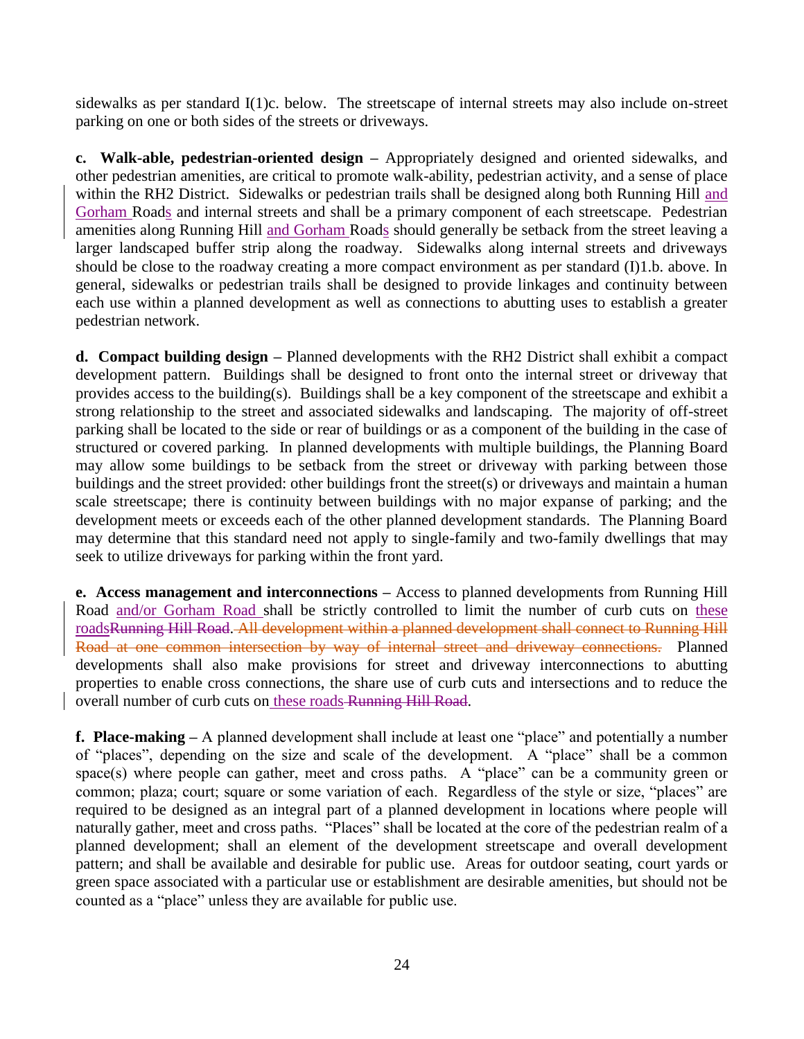sidewalks as per standard I(1)c. below. The streetscape of internal streets may also include on-street parking on one or both sides of the streets or driveways.

**c. Walk-able, pedestrian-oriented design –** Appropriately designed and oriented sidewalks, and other pedestrian amenities, are critical to promote walk-ability, pedestrian activity, and a sense of place within the RH2 District. Sidewalks or pedestrian trails shall be designed along both Running Hill and Gorham Roads and internal streets and shall be a primary component of each streetscape. Pedestrian amenities along Running Hill and Gorham Roads should generally be setback from the street leaving a larger landscaped buffer strip along the roadway. Sidewalks along internal streets and driveways should be close to the roadway creating a more compact environment as per standard (I)1.b. above. In general, sidewalks or pedestrian trails shall be designed to provide linkages and continuity between each use within a planned development as well as connections to abutting uses to establish a greater pedestrian network.

**d. Compact building design –** Planned developments with the RH2 District shall exhibit a compact development pattern. Buildings shall be designed to front onto the internal street or driveway that provides access to the building(s). Buildings shall be a key component of the streetscape and exhibit a strong relationship to the street and associated sidewalks and landscaping. The majority of off-street parking shall be located to the side or rear of buildings or as a component of the building in the case of structured or covered parking. In planned developments with multiple buildings, the Planning Board may allow some buildings to be setback from the street or driveway with parking between those buildings and the street provided: other buildings front the street(s) or driveways and maintain a human scale streetscape; there is continuity between buildings with no major expanse of parking; and the development meets or exceeds each of the other planned development standards. The Planning Board may determine that this standard need not apply to single-family and two-family dwellings that may seek to utilize driveways for parking within the front yard.

**e. Access management and interconnections –** Access to planned developments from Running Hill Road and/or Gorham Road shall be strictly controlled to limit the number of curb cuts on these roads~~Running Hill Road~~. ~~All development within a planned development shall connect to Running Hill Road at one common intersection by way of internal street and driveway connections.~~ Planned developments shall also make provisions for street and driveway interconnections to abutting properties to enable cross connections, the share use of curb cuts and intersections and to reduce the overall number of curb cuts on these roads ~~Running Hill Road~~.

**f. Place-making –** A planned development shall include at least one "place" and potentially a number of "places", depending on the size and scale of the development. A "place" shall be a common space(s) where people can gather, meet and cross paths. A "place" can be a community green or common; plaza; court; square or some variation of each. Regardless of the style or size, "places" are required to be designed as an integral part of a planned development in locations where people will naturally gather, meet and cross paths. "Places" shall be located at the core of the pedestrian realm of a planned development; shall an element of the development streetscape and overall development pattern; and shall be available and desirable for public use. Areas for outdoor seating, court yards or green space associated with a particular use or establishment are desirable amenities, but should not be counted as a "place" unless they are available for public use.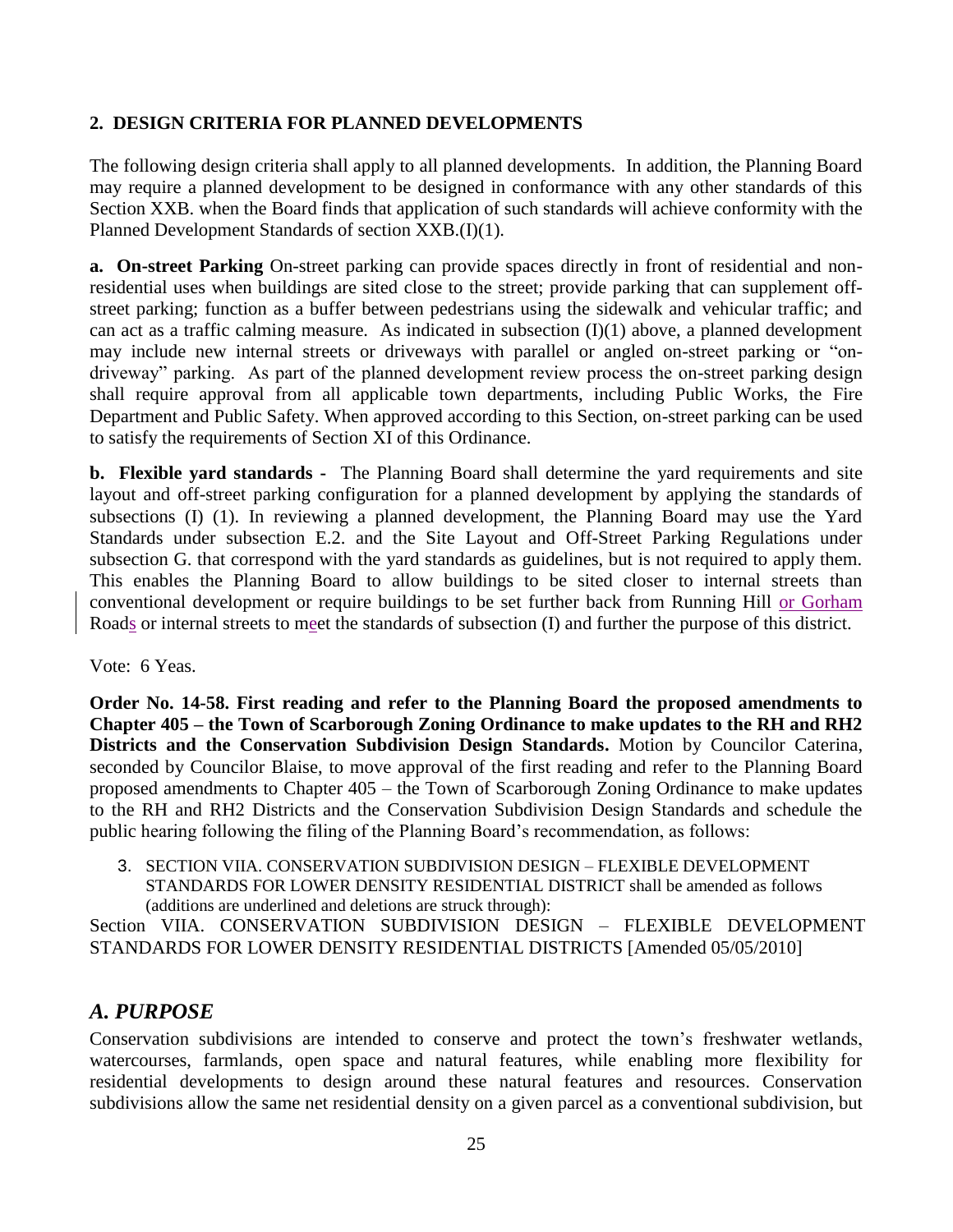**2. DESIGN CRITERIA FOR PLANNED DEVELOPMENTS**

The following design criteria shall apply to all planned developments. In addition, the Planning Board may require a planned development to be designed in conformance with any other standards of this Section XXB. when the Board finds that application of such standards will achieve conformity with the Planned Development Standards of section XXB.(I)(1).

**a. On-street Parking** On-street parking can provide spaces directly in front of residential and non-residential uses when buildings are sited close to the street; provide parking that can supplement off-street parking; function as a buffer between pedestrians using the sidewalk and vehicular traffic; and can act as a traffic calming measure. As indicated in subsection (I)(1) above, a planned development may include new internal streets or driveways with parallel or angled on-street parking or "on-driveway" parking. As part of the planned development review process the on-street parking design shall require approval from all applicable town departments, including Public Works, the Fire Department and Public Safety. When approved according to this Section, on-street parking can be used to satisfy the requirements of Section XI of this Ordinance.

**b. Flexible yard standards -** The Planning Board shall determine the yard requirements and site layout and off-street parking configuration for a planned development by applying the standards of subsections (I) (1). In reviewing a planned development, the Planning Board may use the Yard Standards under subsection E.2. and the Site Layout and Off-Street Parking Regulations under subsection G. that correspond with the yard standards as guidelines, but is not required to apply them. This enables the Planning Board to allow buildings to be sited closer to internal streets than conventional development or require buildings to be set further back from Running Hill <u>or Gorham</u> Road<u>s</u> or internal streets to meet the standards of subsection (I) and further the purpose of this district.

Vote: 6 Yeas.

**Order No. 14-58. First reading and refer to the Planning Board the proposed amendments to Chapter 405 – the Town of Scarborough Zoning Ordinance to make updates to the RH and RH2 Districts and the Conservation Subdivision Design Standards.** Motion by Councilor Caterina, seconded by Councilor Blaise, to move approval of the first reading and refer to the Planning Board proposed amendments to Chapter 405 – the Town of Scarborough Zoning Ordinance to make updates to the RH and RH2 Districts and the Conservation Subdivision Design Standards and schedule the public hearing following the filing of the Planning Board's recommendation, as follows:

3. SECTION VIIA. CONSERVATION SUBDIVISION DESIGN – FLEXIBLE DEVELOPMENT STANDARDS FOR LOWER DENSITY RESIDENTIAL DISTRICT shall be amended as follows (additions are underlined and deletions are struck through):

Section VIIA. CONSERVATION SUBDIVISION DESIGN – FLEXIBLE DEVELOPMENT STANDARDS FOR LOWER DENSITY RESIDENTIAL DISTRICTS [Amended 05/05/2010]

## *A. PURPOSE*

Conservation subdivisions are intended to conserve and protect the town's freshwater wetlands, watercourses, farmlands, open space and natural features, while enabling more flexibility for residential developments to design around these natural features and resources. Conservation subdivisions allow the same net residential density on a given parcel as a conventional subdivision, but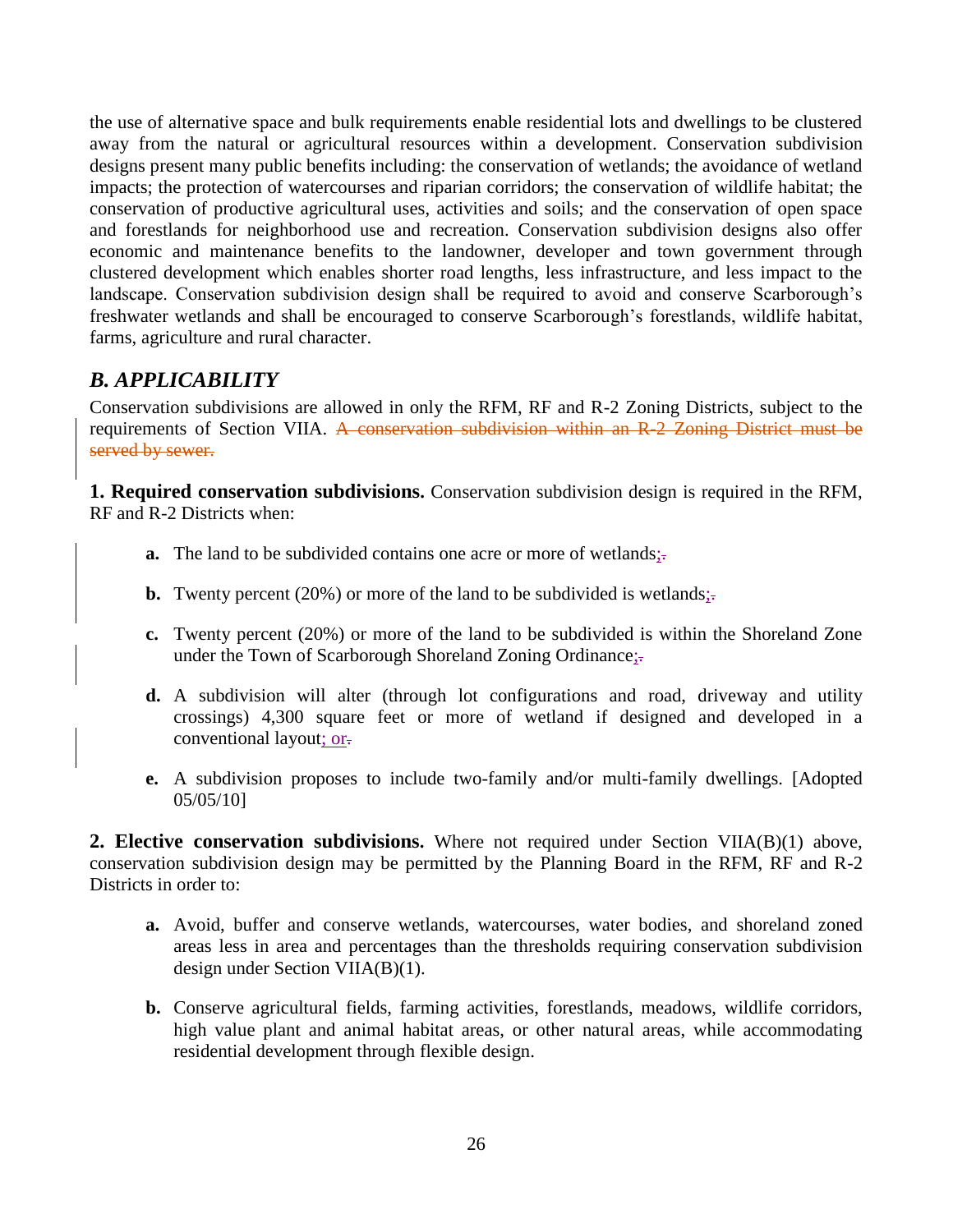the use of alternative space and bulk requirements enable residential lots and dwellings to be clustered away from the natural or agricultural resources within a development. Conservation subdivision designs present many public benefits including: the conservation of wetlands; the avoidance of wetland impacts; the protection of watercourses and riparian corridors; the conservation of wildlife habitat; the conservation of productive agricultural uses, activities and soils; and the conservation of open space and forestlands for neighborhood use and recreation. Conservation subdivision designs also offer economic and maintenance benefits to the landowner, developer and town government through clustered development which enables shorter road lengths, less infrastructure, and less impact to the landscape. Conservation subdivision design shall be required to avoid and conserve Scarborough's freshwater wetlands and shall be encouraged to conserve Scarborough's forestlands, wildlife habitat, farms, agriculture and rural character.

## *B. APPLICABILITY*

Conservation subdivisions are allowed in only the RFM, RF and R-2 Zoning Districts, subject to the requirements of Section VIIA. ~~A conservation subdivision within an R-2 Zoning District must be served by sewer.~~

**1. Required conservation subdivisions.** Conservation subdivision design is required in the RFM, RF and R-2 Districts when:

- **a.** The land to be subdivided contains one acre or more of wetlands;~~.~~
- **b.** Twenty percent (20%) or more of the land to be subdivided is wetlands;~~.~~
- **c.** Twenty percent (20%) or more of the land to be subdivided is within the Shoreland Zone under the Town of Scarborough Shoreland Zoning Ordinance;~~.~~
- **d.** A subdivision will alter (through lot configurations and road, driveway and utility crossings) 4,300 square feet or more of wetland if designed and developed in a conventional layout; or~~.~~
- **e.** A subdivision proposes to include two-family and/or multi-family dwellings. [Adopted 05/05/10]

**2. Elective conservation subdivisions.** Where not required under Section VIIA(B)(1) above, conservation subdivision design may be permitted by the Planning Board in the RFM, RF and R-2 Districts in order to:

- **a.** Avoid, buffer and conserve wetlands, watercourses, water bodies, and shoreland zoned areas less in area and percentages than the thresholds requiring conservation subdivision design under Section VIIA(B)(1).
- **b.** Conserve agricultural fields, farming activities, forestlands, meadows, wildlife corridors, high value plant and animal habitat areas, or other natural areas, while accommodating residential development through flexible design.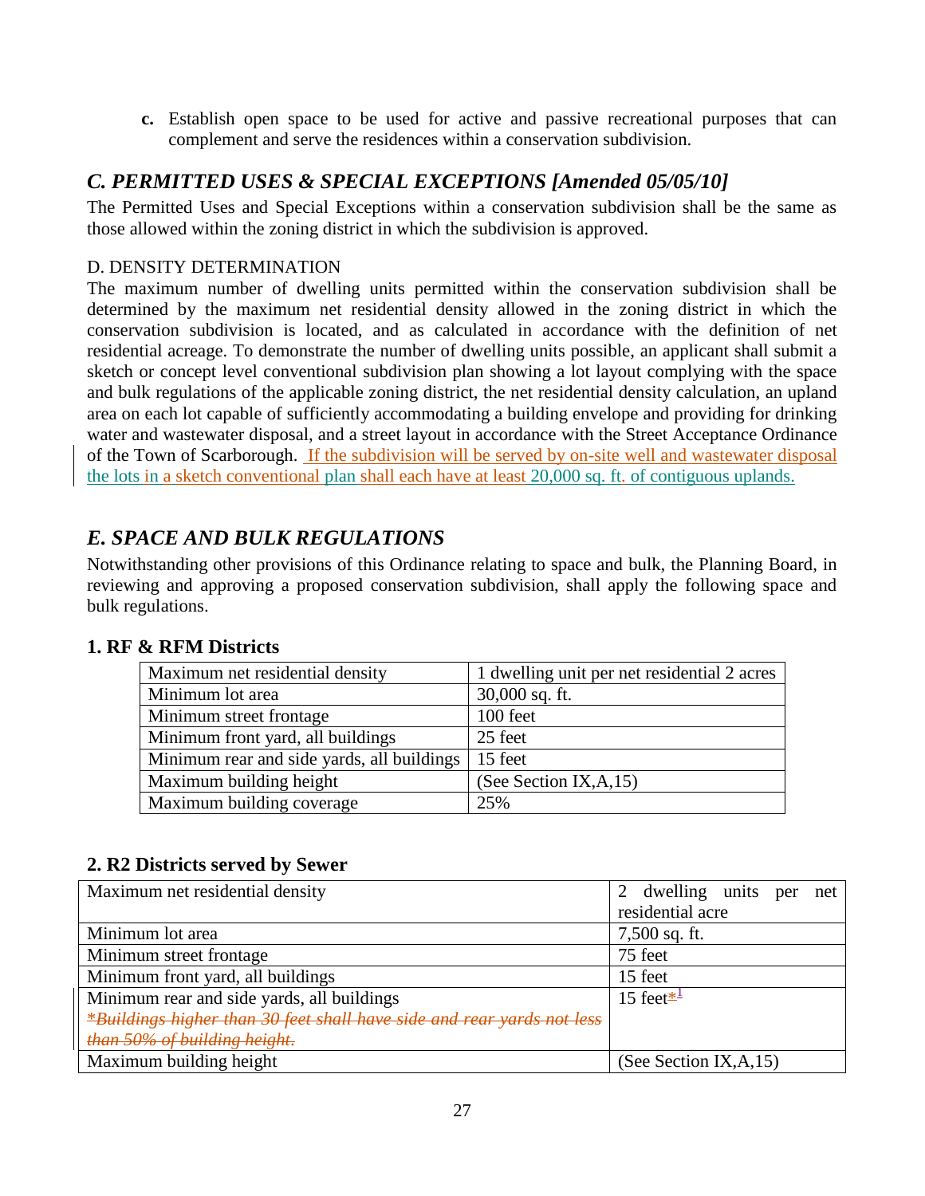**c.** Establish open space to be used for active and passive recreational purposes that can complement and serve the residences within a conservation subdivision.

## *C. PERMITTED USES & SPECIAL EXCEPTIONS [Amended 05/05/10]*

The Permitted Uses and Special Exceptions within a conservation subdivision shall be the same as those allowed within the zoning district in which the subdivision is approved.

D. DENSITY DETERMINATION

The maximum number of dwelling units permitted within the conservation subdivision shall be determined by the maximum net residential density allowed in the zoning district in which the conservation subdivision is located, and as calculated in accordance with the definition of net residential acreage. To demonstrate the number of dwelling units possible, an applicant shall submit a sketch or concept level conventional subdivision plan showing a lot layout complying with the space and bulk regulations of the applicable zoning district, the net residential density calculation, an upland area on each lot capable of sufficiently accommodating a building envelope and providing for drinking water and wastewater disposal, and a street layout in accordance with the Street Acceptance Ordinance of the Town of Scarborough. If the subdivision will be served by on-site well and wastewater disposal the lots in a sketch conventional plan shall each have at least 20,000 sq. ft. of contiguous uplands.

## *E. SPACE AND BULK REGULATIONS*

Notwithstanding other provisions of this Ordinance relating to space and bulk, the Planning Board, in reviewing and approving a proposed conservation subdivision, shall apply the following space and bulk regulations.

### 1. RF & RFM Districts

| | |
|---|---|
| Maximum net residential density | 1 dwelling unit per net residential 2 acres |
| Minimum lot area | 30,000 sq. ft. |
| Minimum street frontage | 100 feet |
| Minimum front yard, all buildings | 25 feet |
| Minimum rear and side yards, all buildings | 15 feet |
| Maximum building height | (See Section IX,A,15) |
| Maximum building coverage | 25% |

### 2. R2 Districts served by Sewer

| | |
|---|---|
| Maximum net residential density | 2 dwelling units per net residential acre |
| Minimum lot area | 7,500 sq. ft. |
| Minimum street frontage | 75 feet |
| Minimum front yard, all buildings | 15 feet |
| Minimum rear and side yards, all buildings<br>~~*Buildings higher than 30 feet shall have side and rear yards not less than 50% of building height.~~ | 15 feet~~*~~[1] |
| Maximum building height | (See Section IX,A,15) |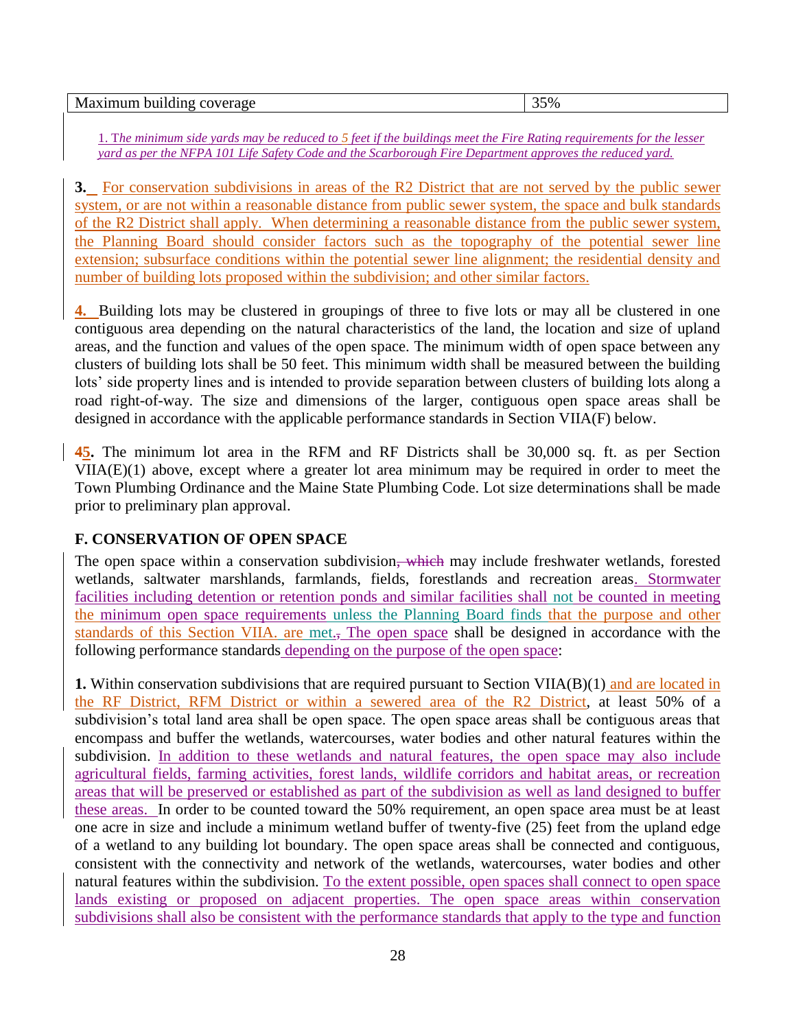| Maximum building coverage | 35% |
|---|---|

*1. The minimum side yards may be reduced to 5 feet if the buildings meet the Fire Rating requirements for the lesser yard as per the NFPA 101 Life Safety Code and the Scarborough Fire Department approves the reduced yard.*

**3.** For conservation subdivisions in areas of the R2 District that are not served by the public sewer system, or are not within a reasonable distance from public sewer system, the space and bulk standards of the R2 District shall apply. When determining a reasonable distance from the public sewer system, the Planning Board should consider factors such as the topography of the potential sewer line extension; subsurface conditions within the potential sewer line alignment; the residential density and number of building lots proposed within the subdivision; and other similar factors.

**4.** Building lots may be clustered in groupings of three to five lots or may all be clustered in one contiguous area depending on the natural characteristics of the land, the location and size of upland areas, and the function and values of the open space. The minimum width of open space between any clusters of building lots shall be 50 feet. This minimum width shall be measured between the building lots' side property lines and is intended to provide separation between clusters of building lots along a road right-of-way. The size and dimensions of the larger, contiguous open space areas shall be designed in accordance with the applicable performance standards in Section VIIA(F) below.

**~~4~~5.** The minimum lot area in the RFM and RF Districts shall be 30,000 sq. ft. as per Section VIIA(E)(1) above, except where a greater lot area minimum may be required in order to meet the Town Plumbing Ordinance and the Maine State Plumbing Code. Lot size determinations shall be made prior to preliminary plan approval.

## F. CONSERVATION OF OPEN SPACE

The open space within a conservation subdivision~~, which~~ may include freshwater wetlands, forested wetlands, saltwater marshlands, farmlands, fields, forestlands and recreation areas. Stormwater facilities including detention or retention ponds and similar facilities shall not be counted in meeting the minimum open space requirements unless the Planning Board finds that the purpose and other standards of this Section VIIA. are met.~~,~~ The open space shall be designed in accordance with the following performance standards depending on the purpose of the open space:

**1.** Within conservation subdivisions that are required pursuant to Section VIIA(B)(1) and are located in the RF District, RFM District or within a sewered area of the R2 District, at least 50% of a subdivision's total land area shall be open space. The open space areas shall be contiguous areas that encompass and buffer the wetlands, watercourses, water bodies and other natural features within the subdivision. In addition to these wetlands and natural features, the open space may also include agricultural fields, farming activities, forest lands, wildlife corridors and habitat areas, or recreation areas that will be preserved or established as part of the subdivision as well as land designed to buffer these areas. In order to be counted toward the 50% requirement, an open space area must be at least one acre in size and include a minimum wetland buffer of twenty-five (25) feet from the upland edge of a wetland to any building lot boundary. The open space areas shall be connected and contiguous, consistent with the connectivity and network of the wetlands, watercourses, water bodies and other natural features within the subdivision. To the extent possible, open spaces shall connect to open space lands existing or proposed on adjacent properties. The open space areas within conservation subdivisions shall also be consistent with the performance standards that apply to the type and function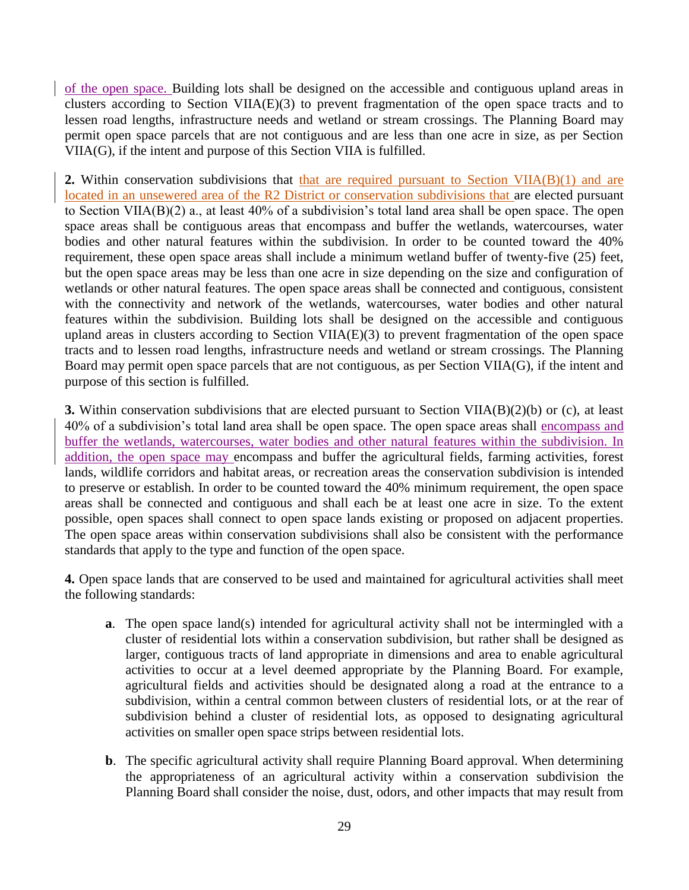of the open space. Building lots shall be designed on the accessible and contiguous upland areas in clusters according to Section VIIA(E)(3) to prevent fragmentation of the open space tracts and to lessen road lengths, infrastructure needs and wetland or stream crossings. The Planning Board may permit open space parcels that are not contiguous and are less than one acre in size, as per Section VIIA(G), if the intent and purpose of this Section VIIA is fulfilled.

**2.** Within conservation subdivisions that that are required pursuant to Section VIIA(B)(1) and are located in an unsewered area of the R2 District or conservation subdivisions that are elected pursuant to Section VIIA(B)(2) a., at least 40% of a subdivision's total land area shall be open space. The open space areas shall be contiguous areas that encompass and buffer the wetlands, watercourses, water bodies and other natural features within the subdivision. In order to be counted toward the 40% requirement, these open space areas shall include a minimum wetland buffer of twenty-five (25) feet, but the open space areas may be less than one acre in size depending on the size and configuration of wetlands or other natural features. The open space areas shall be connected and contiguous, consistent with the connectivity and network of the wetlands, watercourses, water bodies and other natural features within the subdivision. Building lots shall be designed on the accessible and contiguous upland areas in clusters according to Section VIIA(E)(3) to prevent fragmentation of the open space tracts and to lessen road lengths, infrastructure needs and wetland or stream crossings. The Planning Board may permit open space parcels that are not contiguous, as per Section VIIA(G), if the intent and purpose of this section is fulfilled.

**3.** Within conservation subdivisions that are elected pursuant to Section VIIA(B)(2)(b) or (c), at least 40% of a subdivision's total land area shall be open space. The open space areas shall encompass and buffer the wetlands, watercourses, water bodies and other natural features within the subdivision. In addition, the open space may encompass and buffer the agricultural fields, farming activities, forest lands, wildlife corridors and habitat areas, or recreation areas the conservation subdivision is intended to preserve or establish. In order to be counted toward the 40% minimum requirement, the open space areas shall be connected and contiguous and shall each be at least one acre in size. To the extent possible, open spaces shall connect to open space lands existing or proposed on adjacent properties. The open space areas within conservation subdivisions shall also be consistent with the performance standards that apply to the type and function of the open space.

**4.** Open space lands that are conserved to be used and maintained for agricultural activities shall meet the following standards:

- **a**. The open space land(s) intended for agricultural activity shall not be intermingled with a cluster of residential lots within a conservation subdivision, but rather shall be designed as larger, contiguous tracts of land appropriate in dimensions and area to enable agricultural activities to occur at a level deemed appropriate by the Planning Board. For example, agricultural fields and activities should be designated along a road at the entrance to a subdivision, within a central common between clusters of residential lots, or at the rear of subdivision behind a cluster of residential lots, as opposed to designating agricultural activities on smaller open space strips between residential lots.

- **b**. The specific agricultural activity shall require Planning Board approval. When determining the appropriateness of an agricultural activity within a conservation subdivision the Planning Board shall consider the noise, dust, odors, and other impacts that may result from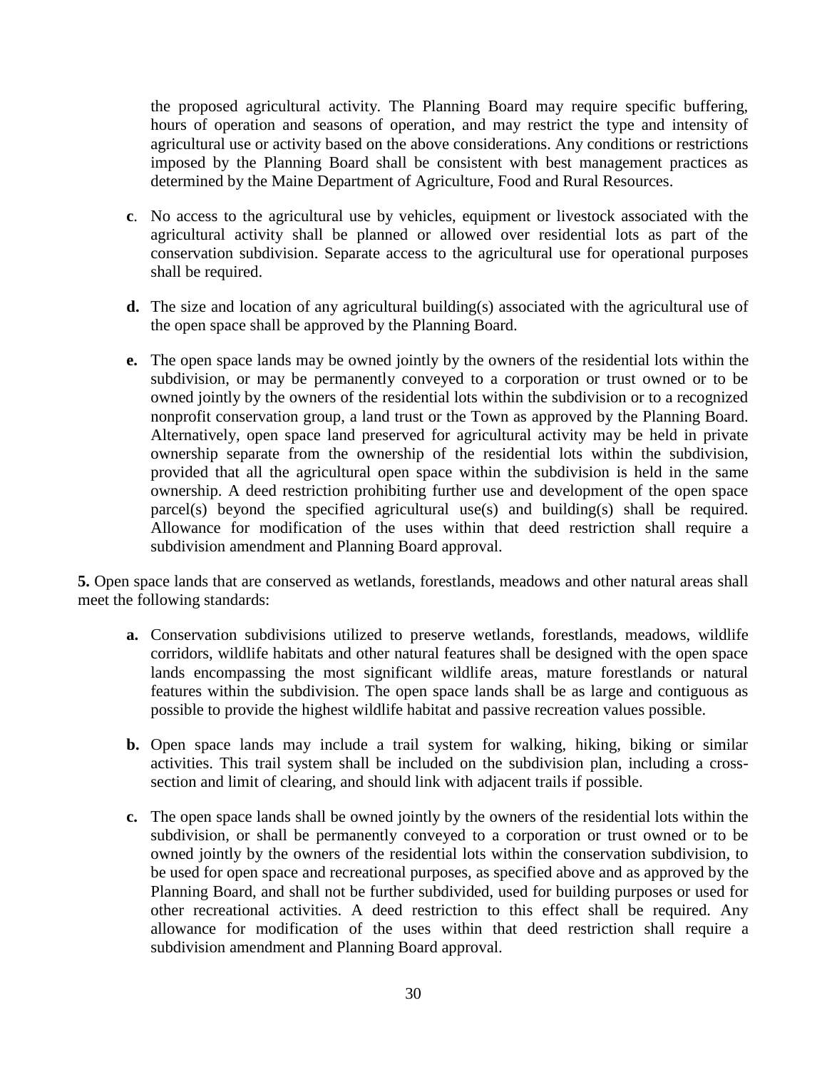the proposed agricultural activity. The Planning Board may require specific buffering, hours of operation and seasons of operation, and may restrict the type and intensity of agricultural use or activity based on the above considerations. Any conditions or restrictions imposed by the Planning Board shall be consistent with best management practices as determined by the Maine Department of Agriculture, Food and Rural Resources.

**c**. No access to the agricultural use by vehicles, equipment or livestock associated with the agricultural activity shall be planned or allowed over residential lots as part of the conservation subdivision. Separate access to the agricultural use for operational purposes shall be required.

**d.** The size and location of any agricultural building(s) associated with the agricultural use of the open space shall be approved by the Planning Board.

**e.** The open space lands may be owned jointly by the owners of the residential lots within the subdivision, or may be permanently conveyed to a corporation or trust owned or to be owned jointly by the owners of the residential lots within the subdivision or to a recognized nonprofit conservation group, a land trust or the Town as approved by the Planning Board. Alternatively, open space land preserved for agricultural activity may be held in private ownership separate from the ownership of the residential lots within the subdivision, provided that all the agricultural open space within the subdivision is held in the same ownership. A deed restriction prohibiting further use and development of the open space parcel(s) beyond the specified agricultural use(s) and building(s) shall be required. Allowance for modification of the uses within that deed restriction shall require a subdivision amendment and Planning Board approval.

**5.** Open space lands that are conserved as wetlands, forestlands, meadows and other natural areas shall meet the following standards:

**a.** Conservation subdivisions utilized to preserve wetlands, forestlands, meadows, wildlife corridors, wildlife habitats and other natural features shall be designed with the open space lands encompassing the most significant wildlife areas, mature forestlands or natural features within the subdivision. The open space lands shall be as large and contiguous as possible to provide the highest wildlife habitat and passive recreation values possible.

**b.** Open space lands may include a trail system for walking, hiking, biking or similar activities. This trail system shall be included on the subdivision plan, including a cross-section and limit of clearing, and should link with adjacent trails if possible.

**c.** The open space lands shall be owned jointly by the owners of the residential lots within the subdivision, or shall be permanently conveyed to a corporation or trust owned or to be owned jointly by the owners of the residential lots within the conservation subdivision, to be used for open space and recreational purposes, as specified above and as approved by the Planning Board, and shall not be further subdivided, used for building purposes or used for other recreational activities. A deed restriction to this effect shall be required. Any allowance for modification of the uses within that deed restriction shall require a subdivision amendment and Planning Board approval.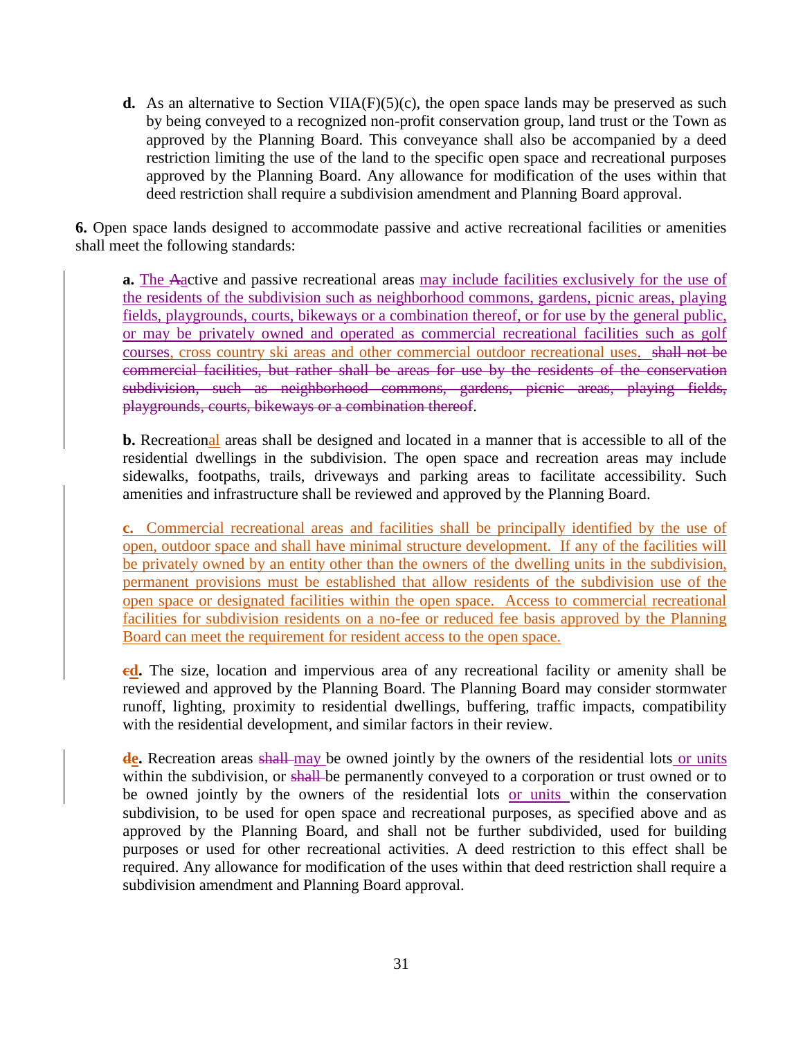**d.** As an alternative to Section VIIA(F)(5)(c), the open space lands may be preserved as such by being conveyed to a recognized non-profit conservation group, land trust or the Town as approved by the Planning Board. This conveyance shall also be accompanied by a deed restriction limiting the use of the land to the specific open space and recreational purposes approved by the Planning Board. Any allowance for modification of the uses within that deed restriction shall require a subdivision amendment and Planning Board approval.

**6.** Open space lands designed to accommodate passive and active recreational facilities or amenities shall meet the following standards:

**a.** The ~~A~~active and passive recreational areas may include facilities exclusively for the use of the residents of the subdivision such as neighborhood commons, gardens, picnic areas, playing fields, playgrounds, courts, bikeways or a combination thereof, or for use by the general public, or may be privately owned and operated as commercial recreational facilities such as golf courses, cross country ski areas and other commercial outdoor recreational uses. ~~shall not be commercial facilities, but rather shall be areas for use by the residents of the conservation subdivision, such as neighborhood commons, gardens, picnic areas, playing fields, playgrounds, courts, bikeways or a combination thereof~~.

**b.** Recreational areas shall be designed and located in a manner that is accessible to all of the residential dwellings in the subdivision. The open space and recreation areas may include sidewalks, footpaths, trails, driveways and parking areas to facilitate accessibility. Such amenities and infrastructure shall be reviewed and approved by the Planning Board.

**c.** Commercial recreational areas and facilities shall be principally identified by the use of open, outdoor space and shall have minimal structure development. If any of the facilities will be privately owned by an entity other than the owners of the dwelling units in the subdivision, permanent provisions must be established that allow residents of the subdivision use of the open space or designated facilities within the open space. Access to commercial recreational facilities for subdivision residents on a no-fee or reduced fee basis approved by the Planning Board can meet the requirement for resident access to the open space.

**~~c~~d.** The size, location and impervious area of any recreational facility or amenity shall be reviewed and approved by the Planning Board. The Planning Board may consider stormwater runoff, lighting, proximity to residential dwellings, buffering, traffic impacts, compatibility with the residential development, and similar factors in their review.

**~~d~~e.** Recreation areas ~~shall~~ may be owned jointly by the owners of the residential lots or units within the subdivision, or ~~shall~~ be permanently conveyed to a corporation or trust owned or to be owned jointly by the owners of the residential lots or units within the conservation subdivision, to be used for open space and recreational purposes, as specified above and as approved by the Planning Board, and shall not be further subdivided, used for building purposes or used for other recreational activities. A deed restriction to this effect shall be required. Any allowance for modification of the uses within that deed restriction shall require a subdivision amendment and Planning Board approval.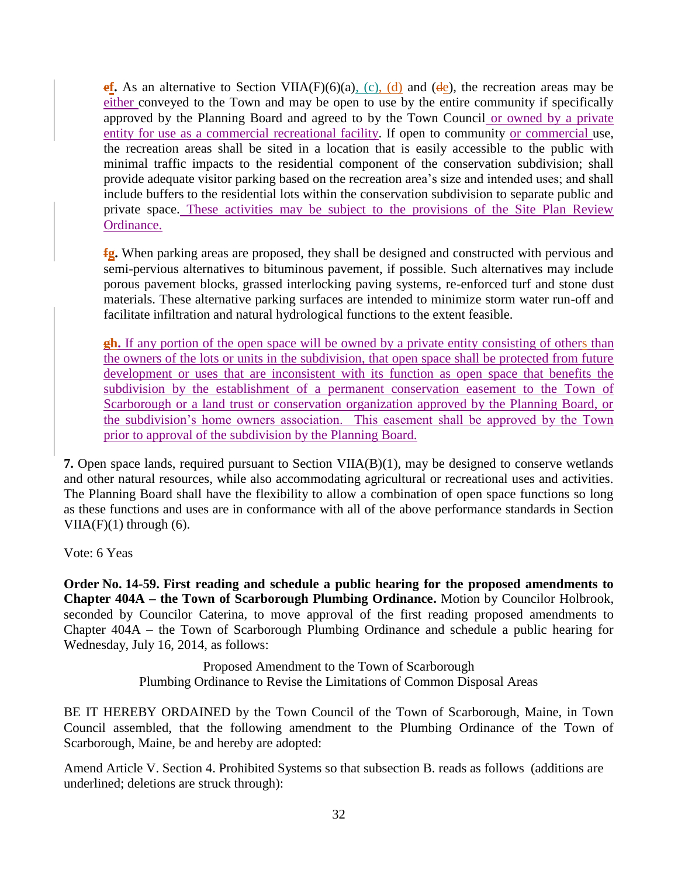~~e~~**f.** As an alternative to Section VIIA(F)(6)(a), (c), (d) and (~~d~~e), the recreation areas may be either conveyed to the Town and may be open to use by the entire community if specifically approved by the Planning Board and agreed to by the Town Council or owned by a private entity for use as a commercial recreational facility. If open to community or commercial use, the recreation areas shall be sited in a location that is easily accessible to the public with minimal traffic impacts to the residential component of the conservation subdivision; shall provide adequate visitor parking based on the recreation area's size and intended uses; and shall include buffers to the residential lots within the conservation subdivision to separate public and private space. These activities may be subject to the provisions of the Site Plan Review Ordinance.

~~f~~**g.** When parking areas are proposed, they shall be designed and constructed with pervious and semi-pervious alternatives to bituminous pavement, if possible. Such alternatives may include porous pavement blocks, grassed interlocking paving systems, re-enforced turf and stone dust materials. These alternative parking surfaces are intended to minimize storm water run-off and facilitate infiltration and natural hydrological functions to the extent feasible.

~~g~~**h.** If any portion of the open space will be owned by a private entity consisting of others than the owners of the lots or units in the subdivision, that open space shall be protected from future development or uses that are inconsistent with its function as open space that benefits the subdivision by the establishment of a permanent conservation easement to the Town of Scarborough or a land trust or conservation organization approved by the Planning Board, or the subdivision's home owners association. This easement shall be approved by the Town prior to approval of the subdivision by the Planning Board.

**7.** Open space lands, required pursuant to Section VIIA(B)(1), may be designed to conserve wetlands and other natural resources, while also accommodating agricultural or recreational uses and activities. The Planning Board shall have the flexibility to allow a combination of open space functions so long as these functions and uses are in conformance with all of the above performance standards in Section VIIA(F)(1) through (6).

Vote: 6 Yeas

**Order No. 14-59. First reading and schedule a public hearing for the proposed amendments to Chapter 404A – the Town of Scarborough Plumbing Ordinance.** Motion by Councilor Holbrook, seconded by Councilor Caterina, to move approval of the first reading proposed amendments to Chapter 404A – the Town of Scarborough Plumbing Ordinance and schedule a public hearing for Wednesday, July 16, 2014, as follows:

Proposed Amendment to the Town of Scarborough
Plumbing Ordinance to Revise the Limitations of Common Disposal Areas

BE IT HEREBY ORDAINED by the Town Council of the Town of Scarborough, Maine, in Town Council assembled, that the following amendment to the Plumbing Ordinance of the Town of Scarborough, Maine, be and hereby are adopted:

Amend Article V. Section 4. Prohibited Systems so that subsection B. reads as follows (additions are underlined; deletions are struck through):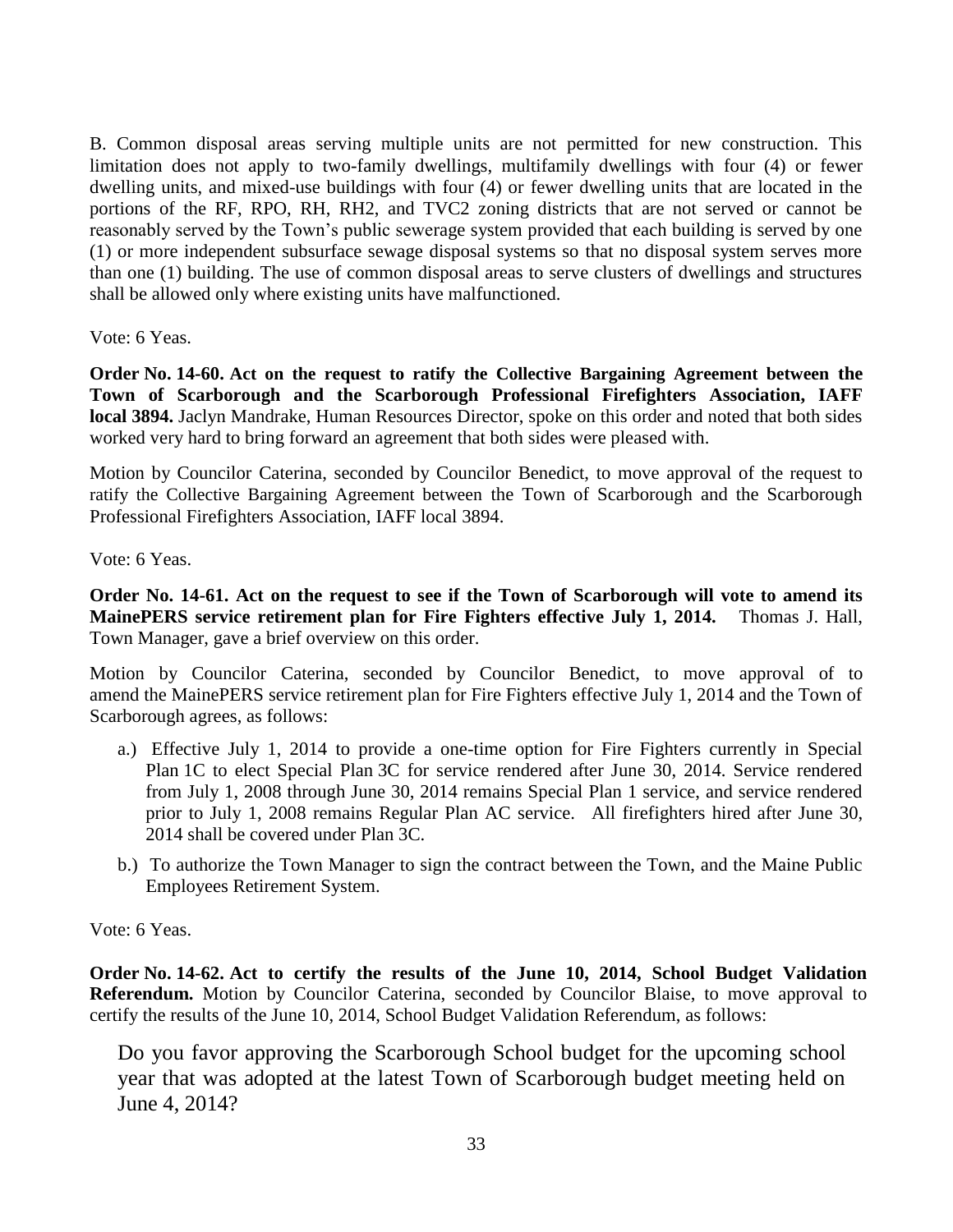B. Common disposal areas serving multiple units are not permitted for new construction. This limitation does not apply to two-family dwellings, multifamily dwellings with four (4) or fewer dwelling units, and mixed-use buildings with four (4) or fewer dwelling units that are located in the portions of the RF, RPO, RH, RH2, and TVC2 zoning districts that are not served or cannot be reasonably served by the Town's public sewerage system provided that each building is served by one (1) or more independent subsurface sewage disposal systems so that no disposal system serves more than one (1) building. The use of common disposal areas to serve clusters of dwellings and structures shall be allowed only where existing units have malfunctioned.

Vote: 6 Yeas.

**Order No. 14-60. Act on the request to ratify the Collective Bargaining Agreement between the Town of Scarborough and the Scarborough Professional Firefighters Association, IAFF local 3894.** Jaclyn Mandrake, Human Resources Director, spoke on this order and noted that both sides worked very hard to bring forward an agreement that both sides were pleased with.

Motion by Councilor Caterina, seconded by Councilor Benedict, to move approval of the request to ratify the Collective Bargaining Agreement between the Town of Scarborough and the Scarborough Professional Firefighters Association, IAFF local 3894.

Vote: 6 Yeas.

**Order No. 14-61. Act on the request to see if the Town of Scarborough will vote to amend its MainePERS service retirement plan for Fire Fighters effective July 1, 2014.** Thomas J. Hall, Town Manager, gave a brief overview on this order.

Motion by Councilor Caterina, seconded by Councilor Benedict, to move approval of to amend the MainePERS service retirement plan for Fire Fighters effective July 1, 2014 and the Town of Scarborough agrees, as follows:

a.) Effective July 1, 2014 to provide a one-time option for Fire Fighters currently in Special Plan 1C to elect Special Plan 3C for service rendered after June 30, 2014. Service rendered from July 1, 2008 through June 30, 2014 remains Special Plan 1 service, and service rendered prior to July 1, 2008 remains Regular Plan AC service. All firefighters hired after June 30, 2014 shall be covered under Plan 3C.

b.) To authorize the Town Manager to sign the contract between the Town, and the Maine Public Employees Retirement System.

Vote: 6 Yeas.

**Order No. 14-62. Act to certify the results of the June 10, 2014, School Budget Validation Referendum.** Motion by Councilor Caterina, seconded by Councilor Blaise, to move approval to certify the results of the June 10, 2014, School Budget Validation Referendum, as follows:

> Do you favor approving the Scarborough School budget for the upcoming school year that was adopted at the latest Town of Scarborough budget meeting held on June 4, 2014?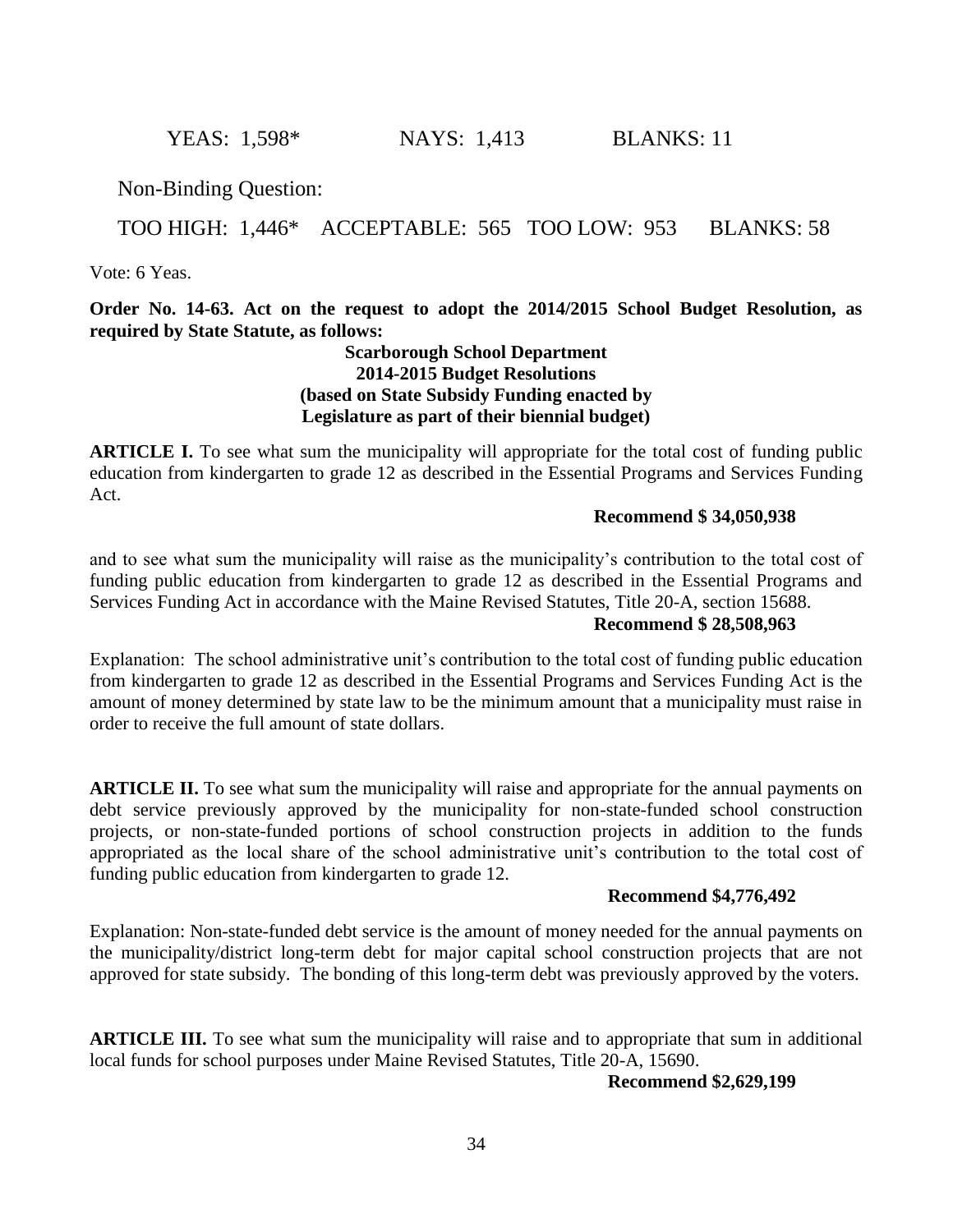YEAS: 1,598*    NAYS: 1,413    BLANKS: 11

Non-Binding Question:

TOO HIGH: 1,446*    ACCEPTABLE: 565    TOO LOW: 953    BLANKS: 58

Vote: 6 Yeas.

**Order No. 14-63. Act on the request to adopt the 2014/2015 School Budget Resolution, as required by State Statute, as follows:**

**Scarborough School Department**
**2014-2015 Budget Resolutions**
**(based on State Subsidy Funding enacted by Legislature as part of their biennial budget)**

**ARTICLE I.** To see what sum the municipality will appropriate for the total cost of funding public education from kindergarten to grade 12 as described in the Essential Programs and Services Funding Act.

**Recommend $ 34,050,938**

and to see what sum the municipality will raise as the municipality's contribution to the total cost of funding public education from kindergarten to grade 12 as described in the Essential Programs and Services Funding Act in accordance with the Maine Revised Statutes, Title 20-A, section 15688.

**Recommend $ 28,508,963**

Explanation: The school administrative unit's contribution to the total cost of funding public education from kindergarten to grade 12 as described in the Essential Programs and Services Funding Act is the amount of money determined by state law to be the minimum amount that a municipality must raise in order to receive the full amount of state dollars.

**ARTICLE II.** To see what sum the municipality will raise and appropriate for the annual payments on debt service previously approved by the municipality for non-state-funded school construction projects, or non-state-funded portions of school construction projects in addition to the funds appropriated as the local share of the school administrative unit's contribution to the total cost of funding public education from kindergarten to grade 12.

**Recommend $4,776,492**

Explanation: Non-state-funded debt service is the amount of money needed for the annual payments on the municipality/district long-term debt for major capital school construction projects that are not approved for state subsidy. The bonding of this long-term debt was previously approved by the voters.

**ARTICLE III.** To see what sum the municipality will raise and to appropriate that sum in additional local funds for school purposes under Maine Revised Statutes, Title 20-A, 15690.

**Recommend $2,629,199**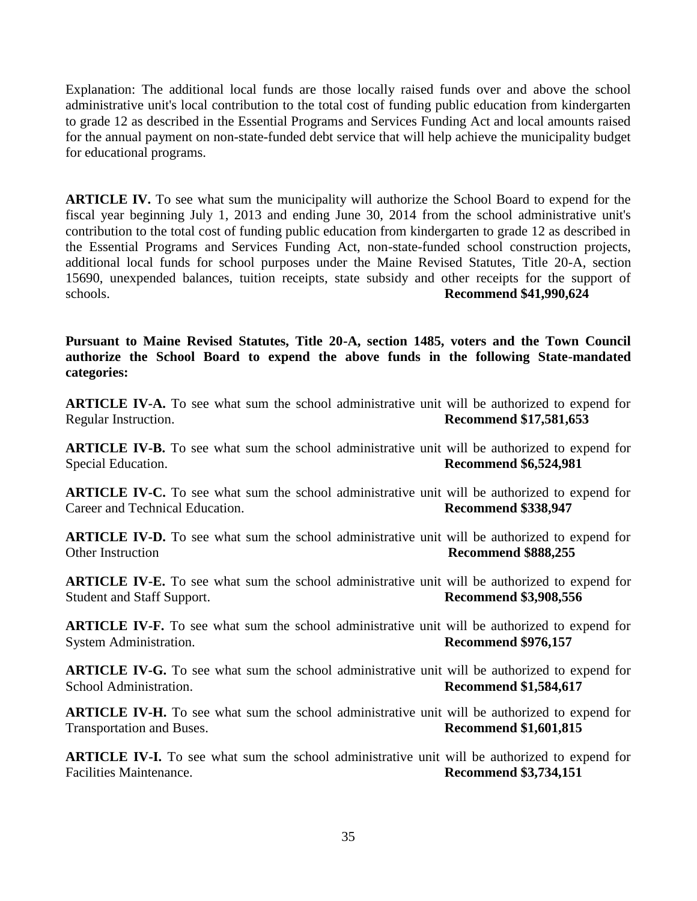Explanation: The additional local funds are those locally raised funds over and above the school administrative unit's local contribution to the total cost of funding public education from kindergarten to grade 12 as described in the Essential Programs and Services Funding Act and local amounts raised for the annual payment on non-state-funded debt service that will help achieve the municipality budget for educational programs.

**ARTICLE IV.** To see what sum the municipality will authorize the School Board to expend for the fiscal year beginning July 1, 2013 and ending June 30, 2014 from the school administrative unit's contribution to the total cost of funding public education from kindergarten to grade 12 as described in the Essential Programs and Services Funding Act, non-state-funded school construction projects, additional local funds for school purposes under the Maine Revised Statutes, Title 20-A, section 15690, unexpended balances, tuition receipts, state subsidy and other receipts for the support of schools. **Recommend $41,990,624**

**Pursuant to Maine Revised Statutes, Title 20-A, section 1485, voters and the Town Council authorize the School Board to expend the above funds in the following State-mandated categories:**

**ARTICLE IV-A.** To see what sum the school administrative unit will be authorized to expend for Regular Instruction. **Recommend $17,581,653**

**ARTICLE IV-B.** To see what sum the school administrative unit will be authorized to expend for Special Education. **Recommend $6,524,981**

**ARTICLE IV-C.** To see what sum the school administrative unit will be authorized to expend for Career and Technical Education. **Recommend $338,947**

**ARTICLE IV-D.** To see what sum the school administrative unit will be authorized to expend for Other Instruction **Recommend $888,255**

**ARTICLE IV-E.** To see what sum the school administrative unit will be authorized to expend for Student and Staff Support. **Recommend $3,908,556**

**ARTICLE IV-F.** To see what sum the school administrative unit will be authorized to expend for System Administration. **Recommend $976,157**

**ARTICLE IV-G.** To see what sum the school administrative unit will be authorized to expend for School Administration. **Recommend $1,584,617**

**ARTICLE IV-H.** To see what sum the school administrative unit will be authorized to expend for Transportation and Buses. **Recommend $1,601,815**

**ARTICLE IV-I.** To see what sum the school administrative unit will be authorized to expend for Facilities Maintenance. **Recommend $3,734,151**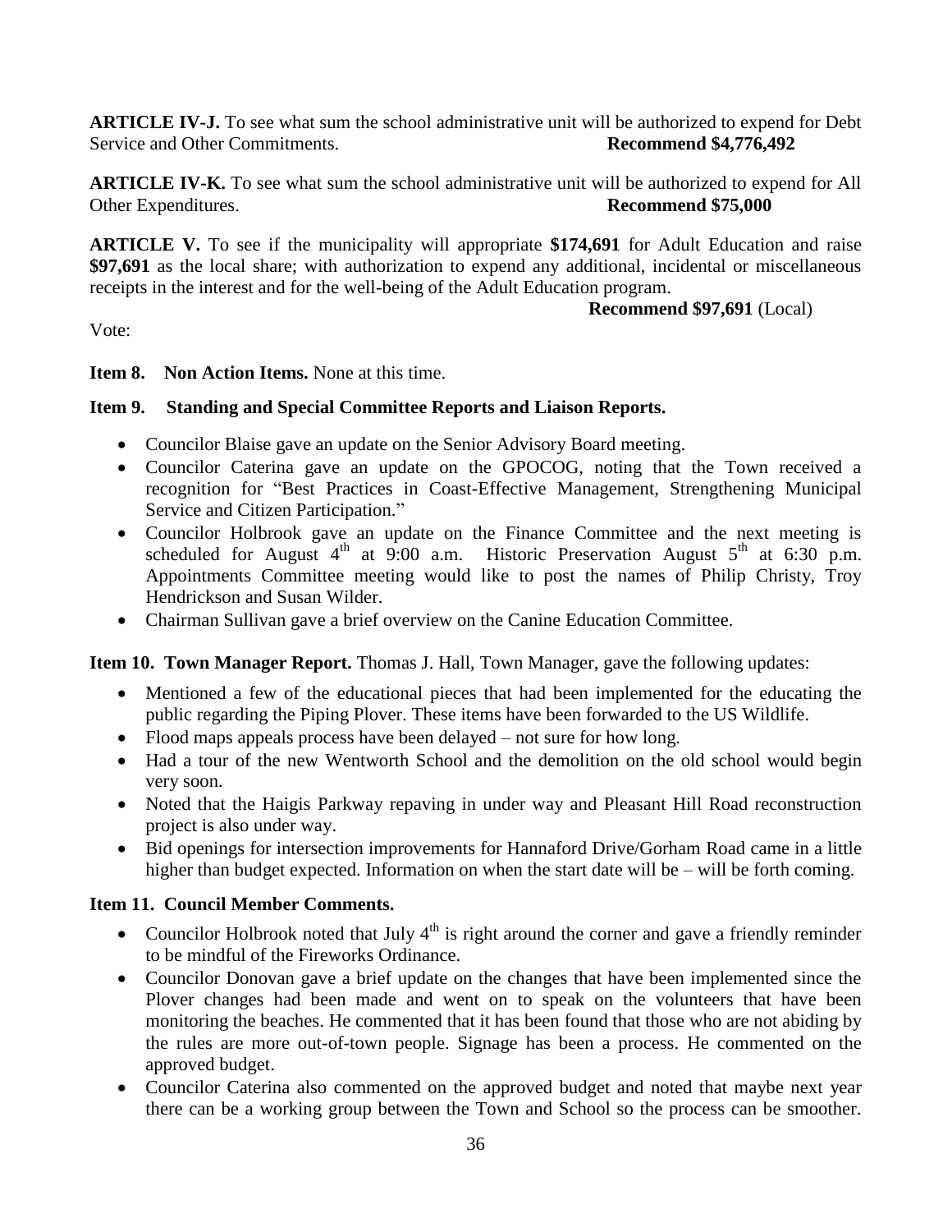**ARTICLE IV-J.** To see what sum the school administrative unit will be authorized to expend for Debt Service and Other Commitments. **Recommend $4,776,492**

**ARTICLE IV-K.** To see what sum the school administrative unit will be authorized to expend for All Other Expenditures. **Recommend $75,000**

**ARTICLE V.** To see if the municipality will appropriate **$174,691** for Adult Education and raise **$97,691** as the local share; with authorization to expend any additional, incidental or miscellaneous receipts in the interest and for the well-being of the Adult Education program.

**Recommend $97,691** (Local)

Vote:

**Item 8. Non Action Items.** None at this time.

**Item 9. Standing and Special Committee Reports and Liaison Reports.**

- Councilor Blaise gave an update on the Senior Advisory Board meeting.
- Councilor Caterina gave an update on the GPOCOG, noting that the Town received a recognition for "Best Practices in Coast-Effective Management, Strengthening Municipal Service and Citizen Participation."
- Councilor Holbrook gave an update on the Finance Committee and the next meeting is scheduled for August 4th at 9:00 a.m. Historic Preservation August 5th at 6:30 p.m. Appointments Committee meeting would like to post the names of Philip Christy, Troy Hendrickson and Susan Wilder.
- Chairman Sullivan gave a brief overview on the Canine Education Committee.

**Item 10. Town Manager Report.** Thomas J. Hall, Town Manager, gave the following updates:

- Mentioned a few of the educational pieces that had been implemented for the educating the public regarding the Piping Plover. These items have been forwarded to the US Wildlife.
- Flood maps appeals process have been delayed – not sure for how long.
- Had a tour of the new Wentworth School and the demolition on the old school would begin very soon.
- Noted that the Haigis Parkway repaving in under way and Pleasant Hill Road reconstruction project is also under way.
- Bid openings for intersection improvements for Hannaford Drive/Gorham Road came in a little higher than budget expected. Information on when the start date will be – will be forth coming.

**Item 11. Council Member Comments.**

- Councilor Holbrook noted that July 4th is right around the corner and gave a friendly reminder to be mindful of the Fireworks Ordinance.
- Councilor Donovan gave a brief update on the changes that have been implemented since the Plover changes had been made and went on to speak on the volunteers that have been monitoring the beaches. He commented that it has been found that those who are not abiding by the rules are more out-of-town people. Signage has been a process. He commented on the approved budget.
- Councilor Caterina also commented on the approved budget and noted that maybe next year there can be a working group between the Town and School so the process can be smoother.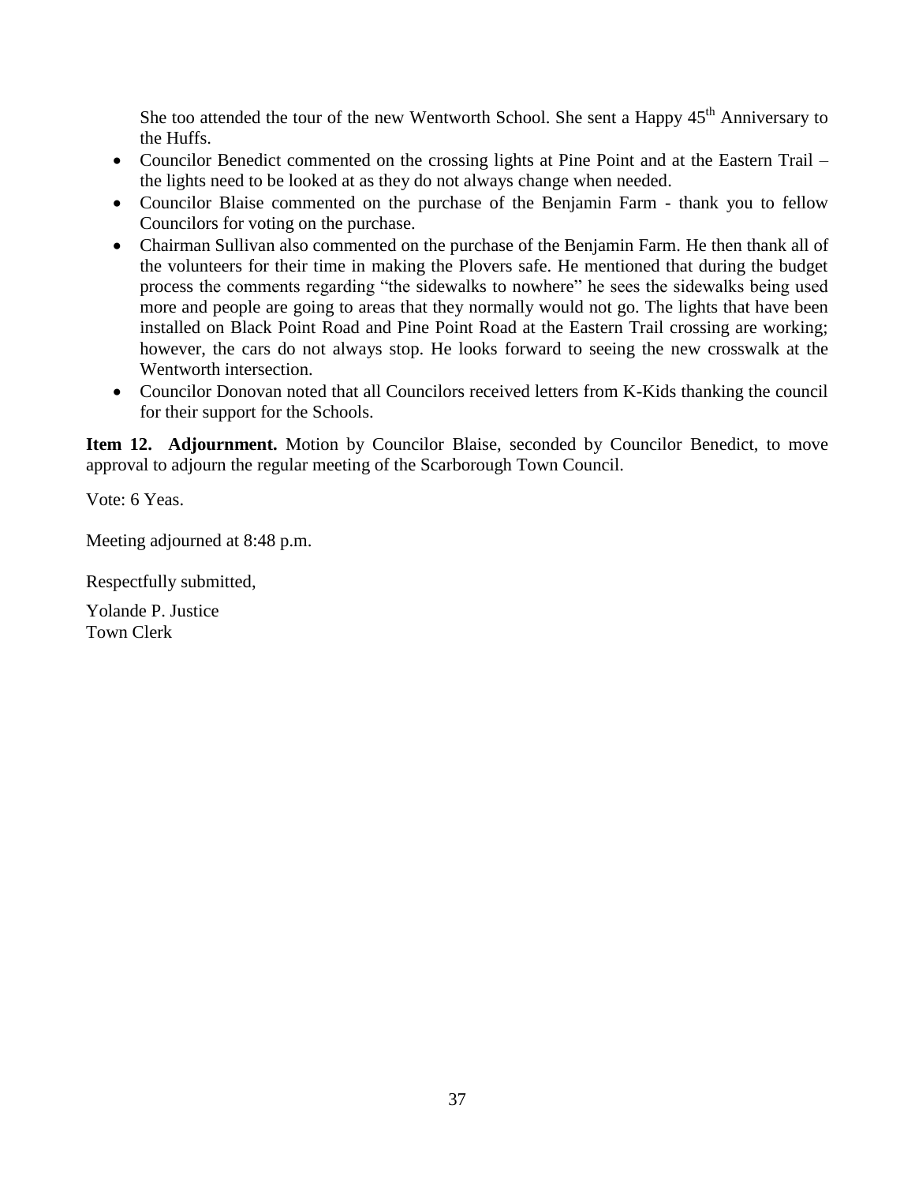She too attended the tour of the new Wentworth School. She sent a Happy 45th Anniversary to the Huffs.

- Councilor Benedict commented on the crossing lights at Pine Point and at the Eastern Trail – the lights need to be looked at as they do not always change when needed.
- Councilor Blaise commented on the purchase of the Benjamin Farm - thank you to fellow Councilors for voting on the purchase.
- Chairman Sullivan also commented on the purchase of the Benjamin Farm. He then thank all of the volunteers for their time in making the Plovers safe. He mentioned that during the budget process the comments regarding "the sidewalks to nowhere" he sees the sidewalks being used more and people are going to areas that they normally would not go. The lights that have been installed on Black Point Road and Pine Point Road at the Eastern Trail crossing are working; however, the cars do not always stop. He looks forward to seeing the new crosswalk at the Wentworth intersection.
- Councilor Donovan noted that all Councilors received letters from K-Kids thanking the council for their support for the Schools.

**Item 12. Adjournment.** Motion by Councilor Blaise, seconded by Councilor Benedict, to move approval to adjourn the regular meeting of the Scarborough Town Council.

Vote: 6 Yeas.

Meeting adjourned at 8:48 p.m.

Respectfully submitted,

Yolande P. Justice
Town Clerk